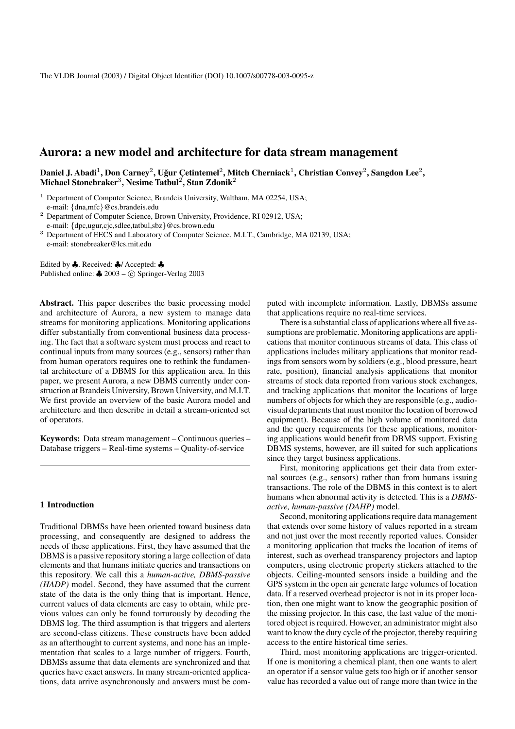The VLDB Journal (2003) / Digital Object Identifier (DOI) 10.1007/s00778-003-0095-z

# Aurora: a new model and architecture for data stream management

**Daniel J. Abadi[1], Don Carney[2], Uğur Çetintemel[2], Mitch Cherniack[1], Christian Convey[2], Sangdon Lee[2], Michael Stonebraker[3], Nesime Tatbul[2], Stan Zdonik[2]**

[1] Department of Computer Science, Brandeis University, Waltham, MA 02254, USA; e-mail: {dna,mfc}@cs.brandeis.edu

[2] Department of Computer Science, Brown University, Providence, RI 02912, USA; e-mail: {dpc,ugur,cjc,sdlee,tatbul,sbz}@cs.brown.edu

[3] Department of EECS and Laboratory of Computer Science, M.I.T., Cambridge, MA 02139, USA; e-mail: stonebreaker@lcs.mit.edu

Edited by ♣. Received: ♣/ Accepted: ♣
Published online: ♣ 2003 – © Springer-Verlag 2003

**Abstract.** This paper describes the basic processing model and architecture of Aurora, a new system to manage data streams for monitoring applications. Monitoring applications differ substantially from conventional business data processing. The fact that a software system must process and react to continual inputs from many sources (e.g., sensors) rather than from human operators requires one to rethink the fundamental architecture of a DBMS for this application area. In this paper, we present Aurora, a new DBMS currently under construction at Brandeis University, Brown University, and M.I.T. We first provide an overview of the basic Aurora model and architecture and then describe in detail a stream-oriented set of operators.

**Keywords:** Data stream management – Continuous queries – Database triggers – Real-time systems – Quality-of-service

## 1 Introduction

Traditional DBMSs have been oriented toward business data processing, and consequently are designed to address the needs of these applications. First, they have assumed that the DBMS is a passive repository storing a large collection of data elements and that humans initiate queries and transactions on this repository. We call this a *human-active, DBMS-passive (HADP)* model. Second, they have assumed that the current state of the data is the only thing that is important. Hence, current values of data elements are easy to obtain, while previous values can only be found torturously by decoding the DBMS log. The third assumption is that triggers and alerters are second-class citizens. These constructs have been added as an afterthought to current systems, and none has an implementation that scales to a large number of triggers. Fourth, DBMSs assume that data elements are synchronized and that queries have exact answers. In many stream-oriented applications, data arrive asynchronously and answers must be computed with incomplete information. Lastly, DBMSs assume that applications require no real-time services.

There is a substantial class of applications where all five assumptions are problematic. Monitoring applications are applications that monitor continuous streams of data. This class of applications includes military applications that monitor readings from sensors worn by soldiers (e.g., blood pressure, heart rate, position), financial analysis applications that monitor streams of stock data reported from various stock exchanges, and tracking applications that monitor the locations of large numbers of objects for which they are responsible (e.g., audiovisual departments that must monitor the location of borrowed equipment). Because of the high volume of monitored data and the query requirements for these applications, monitoring applications would benefit from DBMS support. Existing DBMS systems, however, are ill suited for such applications since they target business applications.

First, monitoring applications get their data from external sources (e.g., sensors) rather than from humans issuing transactions. The role of the DBMS in this context is to alert humans when abnormal activity is detected. This is a *DBMS-active, human-passive (DAHP)* model.

Second, monitoring applications require data management that extends over some history of values reported in a stream and not just over the most recently reported values. Consider a monitoring application that tracks the location of items of interest, such as overhead transparency projectors and laptop computers, using electronic property stickers attached to the objects. Ceiling-mounted sensors inside a building and the GPS system in the open air generate large volumes of location data. If a reserved overhead projector is not in its proper location, then one might want to know the geographic position of the missing projector. In this case, the last value of the monitored object is required. However, an administrator might also want to know the duty cycle of the projector, thereby requiring access to the entire historical time series.

Third, most monitoring applications are trigger-oriented. If one is monitoring a chemical plant, then one wants to alert an operator if a sensor value gets too high or if another sensor value has recorded a value out of range more than twice in the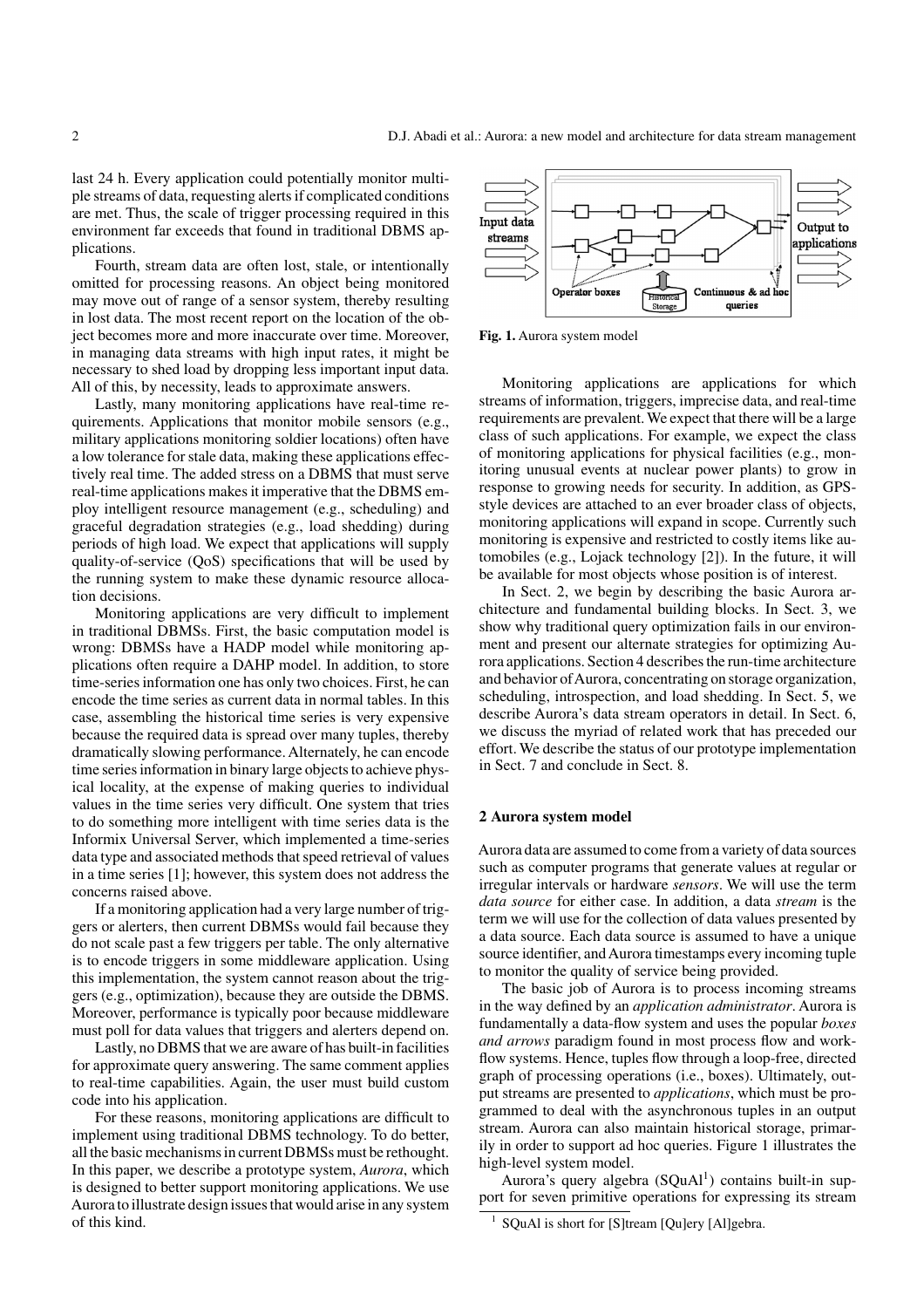last 24 h. Every application could potentially monitor multiple streams of data, requesting alerts if complicated conditions are met. Thus, the scale of trigger processing required in this environment far exceeds that found in traditional DBMS applications.

Fourth, stream data are often lost, stale, or intentionally omitted for processing reasons. An object being monitored may move out of range of a sensor system, thereby resulting in lost data. The most recent report on the location of the object becomes more and more inaccurate over time. Moreover, in managing data streams with high input rates, it might be necessary to shed load by dropping less important input data. All of this, by necessity, leads to approximate answers.

Lastly, many monitoring applications have real-time requirements. Applications that monitor mobile sensors (e.g., military applications monitoring soldier locations) often have a low tolerance for stale data, making these applications effectively real time. The added stress on a DBMS that must serve real-time applications makes it imperative that the DBMS employ intelligent resource management (e.g., scheduling) and graceful degradation strategies (e.g., load shedding) during periods of high load. We expect that applications will supply quality-of-service (QoS) specifications that will be used by the running system to make these dynamic resource allocation decisions.

Monitoring applications are very difficult to implement in traditional DBMSs. First, the basic computation model is wrong: DBMSs have a HADP model while monitoring applications often require a DAHP model. In addition, to store time-series information one has only two choices. First, he can encode the time series as current data in normal tables. In this case, assembling the historical time series is very expensive because the required data is spread over many tuples, thereby dramatically slowing performance. Alternately, he can encode time series information in binary large objects to achieve physical locality, at the expense of making queries to individual values in the time series very difficult. One system that tries to do something more intelligent with time series data is the Informix Universal Server, which implemented a time-series data type and associated methods that speed retrieval of values in a time series [1]; however, this system does not address the concerns raised above.

If a monitoring application had a very large number of triggers or alerters, then current DBMSs would fail because they do not scale past a few triggers per table. The only alternative is to encode triggers in some middleware application. Using this implementation, the system cannot reason about the triggers (e.g., optimization), because they are outside the DBMS. Moreover, performance is typically poor because middleware must poll for data values that triggers and alerters depend on.

Lastly, no DBMS that we are aware of has built-in facilities for approximate query answering. The same comment applies to real-time capabilities. Again, the user must build custom code into his application.

For these reasons, monitoring applications are difficult to implement using traditional DBMS technology. To do better, all the basic mechanisms in current DBMSs must be rethought. In this paper, we describe a prototype system, *Aurora*, which is designed to better support monitoring applications. We use Aurora to illustrate design issues that would arise in any system of this kind.

**Fig. 1.** Aurora system model

Monitoring applications are applications for which streams of information, triggers, imprecise data, and real-time requirements are prevalent. We expect that there will be a large class of such applications. For example, we expect the class of monitoring applications for physical facilities (e.g., monitoring unusual events at nuclear power plants) to grow in response to growing needs for security. In addition, as GPS-style devices are attached to an ever broader class of objects, monitoring applications will expand in scope. Currently such monitoring is expensive and restricted to costly items like automobiles (e.g., Lojack technology [2]). In the future, it will be available for most objects whose position is of interest.

In Sect. 2, we begin by describing the basic Aurora architecture and fundamental building blocks. In Sect. 3, we show why traditional query optimization fails in our environment and present our alternate strategies for optimizing Aurora applications. Section 4 describes the run-time architecture and behavior of Aurora, concentrating on storage organization, scheduling, introspection, and load shedding. In Sect. 5, we describe Aurora's data stream operators in detail. In Sect. 6, we discuss the myriad of related work that has preceded our effort. We describe the status of our prototype implementation in Sect. 7 and conclude in Sect. 8.

## 2 Aurora system model

Aurora data are assumed to come from a variety of data sources such as computer programs that generate values at regular or irregular intervals or hardware *sensors*. We will use the term *data source* for either case. In addition, a data *stream* is the term we will use for the collection of data values presented by a data source. Each data source is assumed to have a unique source identifier, and Aurora timestamps every incoming tuple to monitor the quality of service being provided.

The basic job of Aurora is to process incoming streams in the way defined by an *application administrator*. Aurora is fundamentally a data-flow system and uses the popular *boxes and arrows* paradigm found in most process flow and workflow systems. Hence, tuples flow through a loop-free, directed graph of processing operations (i.e., boxes). Ultimately, output streams are presented to *applications*, which must be programmed to deal with the asynchronous tuples in an output stream. Aurora can also maintain historical storage, primarily in order to support ad hoc queries. Figure 1 illustrates the high-level system model.

Aurora's query algebra (SQuAl[1]) contains built-in support for seven primitive operations for expressing its stream

[1] SQuAl is short for [S]tream [Qu]ery [Al]gebra.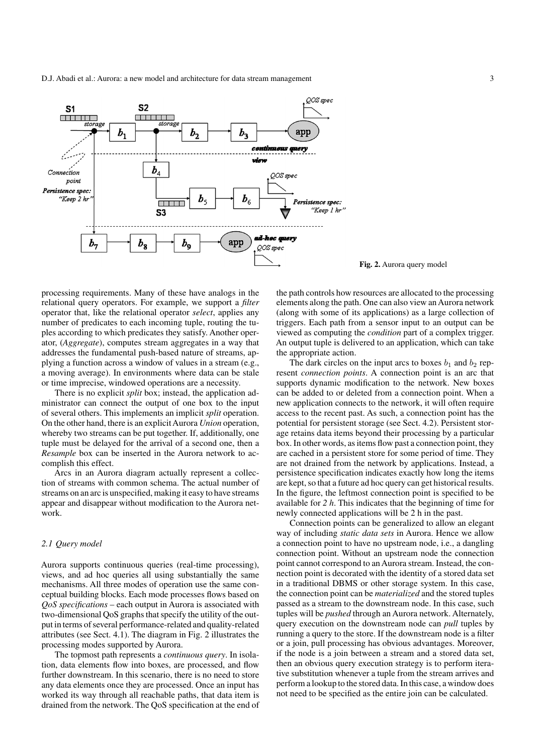Fig. 2. Aurora query model

processing requirements. Many of these have analogs in the relational query operators. For example, we support a *filter* operator that, like the relational operator *select*, applies any number of predicates to each incoming tuple, routing the tuples according to which predicates they satisfy. Another operator, (*Aggregate*), computes stream aggregates in a way that addresses the fundamental push-based nature of streams, applying a function across a window of values in a stream (e.g., a moving average). In environments where data can be stale or time imprecise, windowed operations are a necessity.

There is no explicit *split* box; instead, the application administrator can connect the output of one box to the input of several others. This implements an implicit *split* operation. On the other hand, there is an explicit Aurora *Union* operation, whereby two streams can be put together. If, additionally, one tuple must be delayed for the arrival of a second one, then a *Resample* box can be inserted in the Aurora network to accomplish this effect.

Arcs in an Aurora diagram actually represent a collection of streams with common schema. The actual number of streams on an arc is unspecified, making it easy to have streams appear and disappear without modification to the Aurora network.

### 2.1 Query model

Aurora supports continuous queries (real-time processing), views, and ad hoc queries all using substantially the same mechanisms. All three modes of operation use the same conceptual building blocks. Each mode processes flows based on *QoS specifications* – each output in Aurora is associated with two-dimensional QoS graphs that specify the utility of the output in terms of several performance-related and quality-related attributes (see Sect. 4.1). The diagram in Fig. 2 illustrates the processing modes supported by Aurora.

The topmost path represents a *continuous query*. In isolation, data elements flow into boxes, are processed, and flow further downstream. In this scenario, there is no need to store any data elements once they are processed. Once an input has worked its way through all reachable paths, that data item is drained from the network. The QoS specification at the end of the path controls how resources are allocated to the processing elements along the path. One can also view an Aurora network (along with some of its applications) as a large collection of triggers. Each path from a sensor input to an output can be viewed as computing the *condition* part of a complex trigger. An output tuple is delivered to an application, which can take the appropriate action.

The dark circles on the input arcs to boxes $b_1$ and $b_2$ represent *connection points*. A connection point is an arc that supports dynamic modification to the network. New boxes can be added to or deleted from a connection point. When a new application connects to the network, it will often require access to the recent past. As such, a connection point has the potential for persistent storage (see Sect. 4.2). Persistent storage retains data items beyond their processing by a particular box. In other words, as items flow past a connection point, they are cached in a persistent store for some period of time. They are not drained from the network by applications. Instead, a persistence specification indicates exactly how long the items are kept, so that a future ad hoc query can get historical results. In the figure, the leftmost connection point is specified to be available for *2 h*. This indicates that the beginning of time for newly connected applications will be 2 h in the past.

Connection points can be generalized to allow an elegant way of including *static data sets* in Aurora. Hence we allow a connection point to have no upstream node, i.e., a dangling connection point. Without an upstream node the connection point cannot correspond to an Aurora stream. Instead, the connection point is decorated with the identity of a stored data set in a traditional DBMS or other storage system. In this case, the connection point can be *materialized* and the stored tuples passed as a stream to the downstream node. In this case, such tuples will be *pushed* through an Aurora network. Alternately, query execution on the downstream node can *pull* tuples by running a query to the store. If the downstream node is a filter or a join, pull processing has obvious advantages. Moreover, if the node is a join between a stream and a stored data set, then an obvious query execution strategy is to perform iterative substitution whenever a tuple from the stream arrives and perform a lookup to the stored data. In this case, a window does not need to be specified as the entire join can be calculated.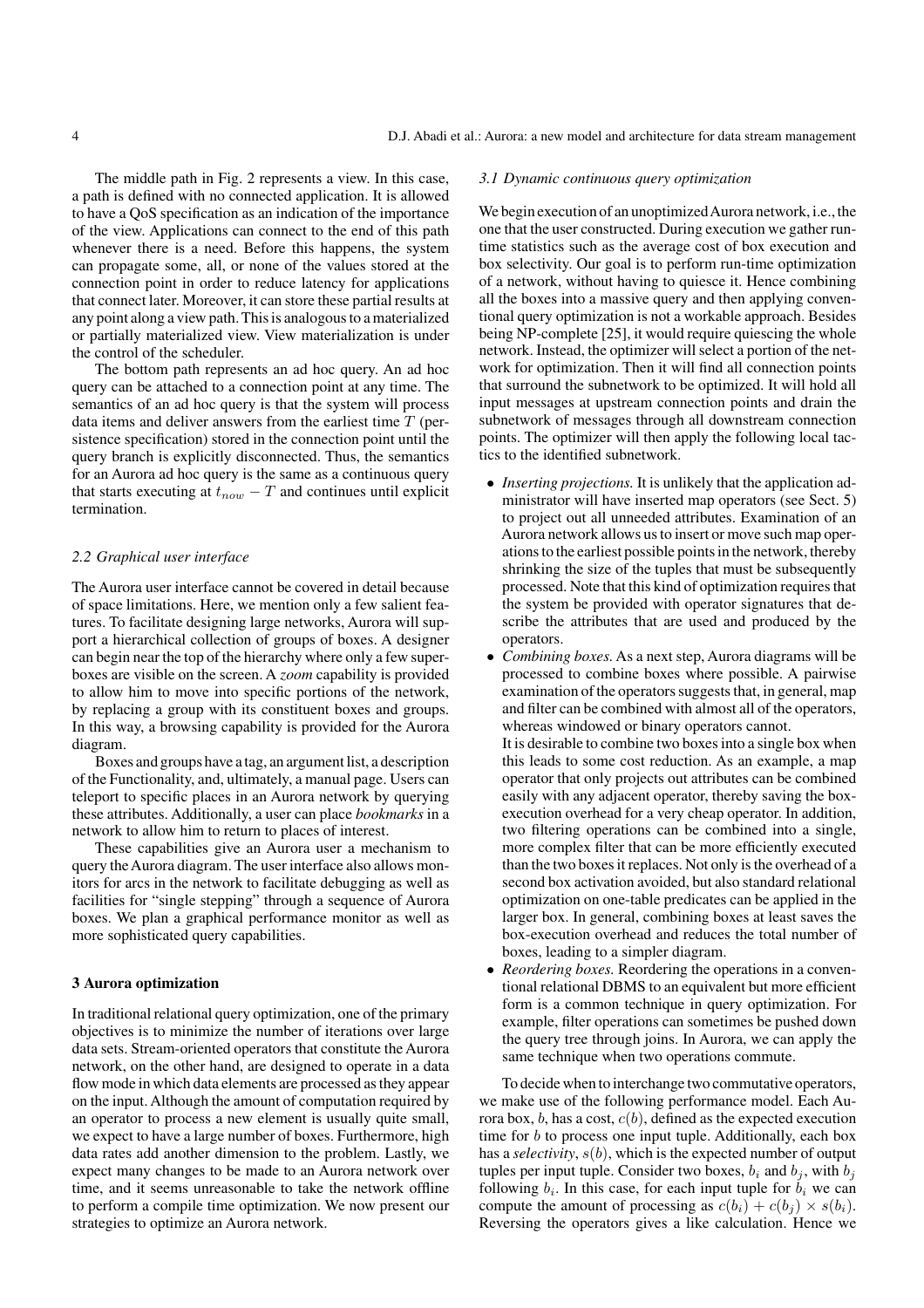The middle path in Fig. 2 represents a view. In this case, a path is defined with no connected application. It is allowed to have a QoS specification as an indication of the importance of the view. Applications can connect to the end of this path whenever there is a need. Before this happens, the system can propagate some, all, or none of the values stored at the connection point in order to reduce latency for applications that connect later. Moreover, it can store these partial results at any point along a view path. This is analogous to a materialized or partially materialized view. View materialization is under the control of the scheduler.

The bottom path represents an ad hoc query. An ad hoc query can be attached to a connection point at any time. The semantics of an ad hoc query is that the system will process data items and deliver answers from the earliest time $T$ (persistence specification) stored in the connection point until the query branch is explicitly disconnected. Thus, the semantics for an Aurora ad hoc query is the same as a continuous query that starts executing at $t_{now} - T$ and continues until explicit termination.

### 2.2 Graphical user interface

The Aurora user interface cannot be covered in detail because of space limitations. Here, we mention only a few salient features. To facilitate designing large networks, Aurora will support a hierarchical collection of groups of boxes. A designer can begin near the top of the hierarchy where only a few superboxes are visible on the screen. A *zoom* capability is provided to allow him to move into specific portions of the network, by replacing a group with its constituent boxes and groups. In this way, a browsing capability is provided for the Aurora diagram.

Boxes and groups have a tag, an argument list, a description of the Functionality, and, ultimately, a manual page. Users can teleport to specific places in an Aurora network by querying these attributes. Additionally, a user can place *bookmarks* in a network to allow him to return to places of interest.

These capabilities give an Aurora user a mechanism to query the Aurora diagram. The user interface also allows monitors for arcs in the network to facilitate debugging as well as facilities for "single stepping" through a sequence of Aurora boxes. We plan a graphical performance monitor as well as more sophisticated query capabilities.

## 3 Aurora optimization

In traditional relational query optimization, one of the primary objectives is to minimize the number of iterations over large data sets. Stream-oriented operators that constitute the Aurora network, on the other hand, are designed to operate in a data flow mode in which data elements are processed as they appear on the input. Although the amount of computation required by an operator to process a new element is usually quite small, we expect to have a large number of boxes. Furthermore, high data rates add another dimension to the problem. Lastly, we expect many changes to be made to an Aurora network over time, and it seems unreasonable to take the network offline to perform a compile time optimization. We now present our strategies to optimize an Aurora network.

### 3.1 Dynamic continuous query optimization

We begin execution of an unoptimized Aurora network, i.e., the one that the user constructed. During execution we gather runtime statistics such as the average cost of box execution and box selectivity. Our goal is to perform run-time optimization of a network, without having to quiesce it. Hence combining all the boxes into a massive query and then applying conventional query optimization is not a workable approach. Besides being NP-complete [25], it would require quiescing the whole network. Instead, the optimizer will select a portion of the network for optimization. Then it will find all connection points that surround the subnetwork to be optimized. It will hold all input messages at upstream connection points and drain the subnetwork of messages through all downstream connection points. The optimizer will then apply the following local tactics to the identified subnetwork.

- *Inserting projections.* It is unlikely that the application administrator will have inserted map operators (see Sect. 5) to project out all unneeded attributes. Examination of an Aurora network allows us to insert or move such map operations to the earliest possible points in the network, thereby shrinking the size of the tuples that must be subsequently processed. Note that this kind of optimization requires that the system be provided with operator signatures that describe the attributes that are used and produced by the operators.
- *Combining boxes.* As a next step, Aurora diagrams will be processed to combine boxes where possible. A pairwise examination of the operators suggests that, in general, map and filter can be combined with almost all of the operators, whereas windowed or binary operators cannot.
  It is desirable to combine two boxes into a single box when this leads to some cost reduction. As an example, a map operator that only projects out attributes can be combined easily with any adjacent operator, thereby saving the box-execution overhead for a very cheap operator. In addition, two filtering operations can be combined into a single, more complex filter that can be more efficiently executed than the two boxes it replaces. Not only is the overhead of a second box activation avoided, but also standard relational optimization on one-table predicates can be applied in the larger box. In general, combining boxes at least saves the box-execution overhead and reduces the total number of boxes, leading to a simpler diagram.
- *Reordering boxes.* Reordering the operations in a conventional relational DBMS to an equivalent but more efficient form is a common technique in query optimization. For example, filter operations can sometimes be pushed down the query tree through joins. In Aurora, we can apply the same technique when two operations commute.

To decide when to interchange two commutative operators, we make use of the following performance model. Each Aurora box, $b$, has a cost, $c(b)$, defined as the expected execution time for $b$ to process one input tuple. Additionally, each box has a *selectivity*, $s(b)$, which is the expected number of output tuples per input tuple. Consider two boxes, $b_i$ and $b_j$, with $b_j$ following $b_i$. In this case, for each input tuple for $b_i$ we can compute the amount of processing as $c(b_i) + c(b_j) \times s(b_i)$. Reversing the operators gives a like calculation. Hence we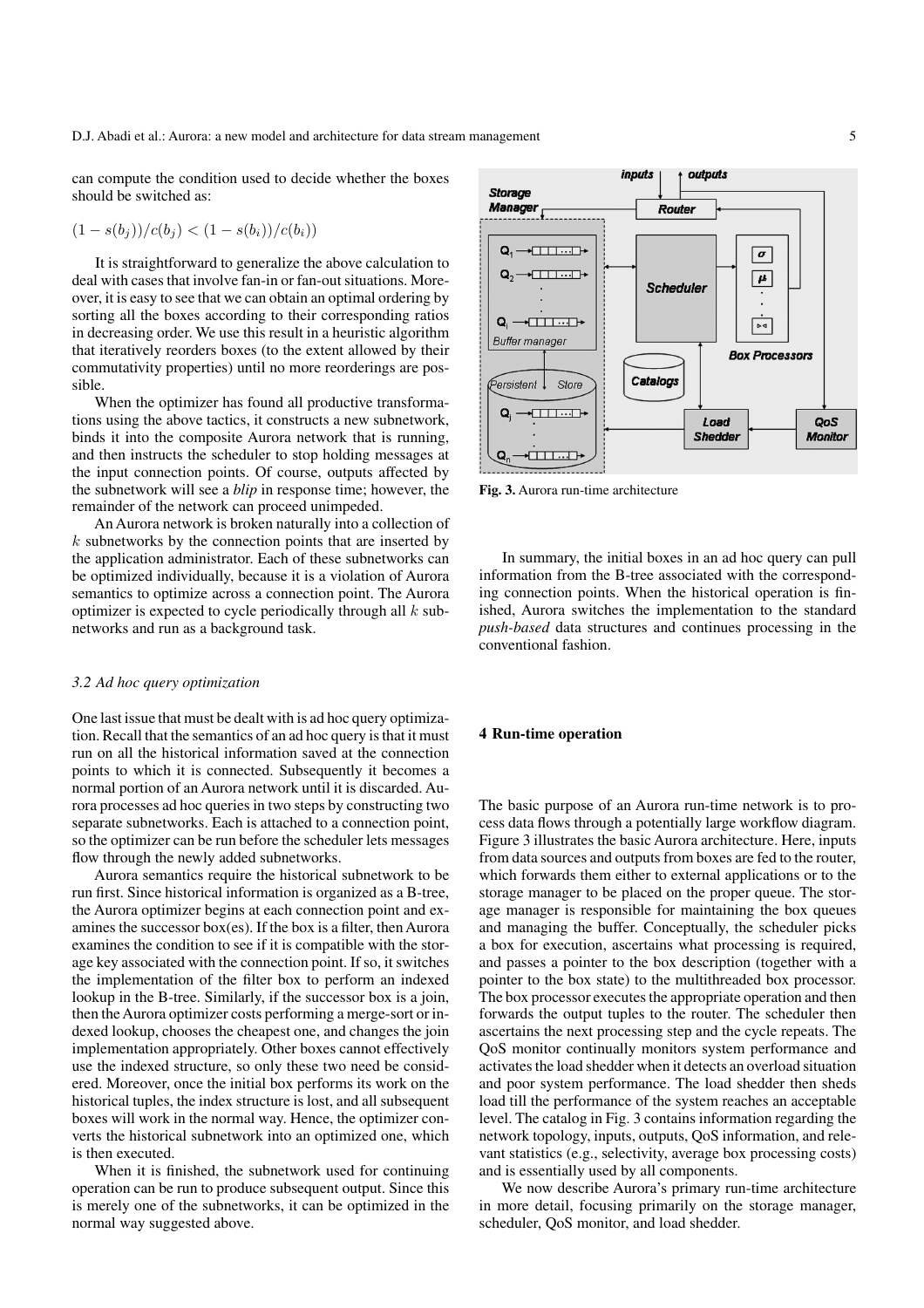can compute the condition used to decide whether the boxes should be switched as:

$$(1 - s(b_j))/c(b_j) < (1 - s(b_i))/c(b_i))$$

It is straightforward to generalize the above calculation to deal with cases that involve fan-in or fan-out situations. Moreover, it is easy to see that we can obtain an optimal ordering by sorting all the boxes according to their corresponding ratios in decreasing order. We use this result in a heuristic algorithm that iteratively reorders boxes (to the extent allowed by their commutativity properties) until no more reorderings are possible.

When the optimizer has found all productive transformations using the above tactics, it constructs a new subnetwork, binds it into the composite Aurora network that is running, and then instructs the scheduler to stop holding messages at the input connection points. Of course, outputs affected by the subnetwork will see a *blip* in response time; however, the remainder of the network can proceed unimpeded.

An Aurora network is broken naturally into a collection of $k$ subnetworks by the connection points that are inserted by the application administrator. Each of these subnetworks can be optimized individually, because it is a violation of Aurora semantics to optimize across a connection point. The Aurora optimizer is expected to cycle periodically through all $k$ subnetworks and run as a background task.

### *3.2 Ad hoc query optimization*

One last issue that must be dealt with is ad hoc query optimization. Recall that the semantics of an ad hoc query is that it must run on all the historical information saved at the connection points to which it is connected. Subsequently it becomes a normal portion of an Aurora network until it is discarded. Aurora processes ad hoc queries in two steps by constructing two separate subnetworks. Each is attached to a connection point, so the optimizer can be run before the scheduler lets messages flow through the newly added subnetworks.

Aurora semantics require the historical subnetwork to be run first. Since historical information is organized as a B-tree, the Aurora optimizer begins at each connection point and examines the successor box(es). If the box is a filter, then Aurora examines the condition to see if it is compatible with the storage key associated with the connection point. If so, it switches the implementation of the filter box to perform an indexed lookup in the B-tree. Similarly, if the successor box is a join, then the Aurora optimizer costs performing a merge-sort or indexed lookup, chooses the cheapest one, and changes the join implementation appropriately. Other boxes cannot effectively use the indexed structure, so only these two need be considered. Moreover, once the initial box performs its work on the historical tuples, the index structure is lost, and all subsequent boxes will work in the normal way. Hence, the optimizer converts the historical subnetwork into an optimized one, which is then executed.

When it is finished, the subnetwork used for continuing operation can be run to produce subsequent output. Since this is merely one of the subnetworks, it can be optimized in the normal way suggested above.

**Fig. 3.** Aurora run-time architecture

In summary, the initial boxes in an ad hoc query can pull information from the B-tree associated with the corresponding connection points. When the historical operation is finished, Aurora switches the implementation to the standard *push-based* data structures and continues processing in the conventional fashion.

## 4 Run-time operation

The basic purpose of an Aurora run-time network is to process data flows through a potentially large workflow diagram. Figure 3 illustrates the basic Aurora architecture. Here, inputs from data sources and outputs from boxes are fed to the router, which forwards them either to external applications or to the storage manager to be placed on the proper queue. The storage manager is responsible for maintaining the box queues and managing the buffer. Conceptually, the scheduler picks a box for execution, ascertains what processing is required, and passes a pointer to the box description (together with a pointer to the box state) to the multithreaded box processor. The box processor executes the appropriate operation and then forwards the output tuples to the router. The scheduler then ascertains the next processing step and the cycle repeats. The QoS monitor continually monitors system performance and activates the load shedder when it detects an overload situation and poor system performance. The load shedder then sheds load till the performance of the system reaches an acceptable level. The catalog in Fig. 3 contains information regarding the network topology, inputs, outputs, QoS information, and relevant statistics (e.g., selectivity, average box processing costs) and is essentially used by all components.

We now describe Aurora's primary run-time architecture in more detail, focusing primarily on the storage manager, scheduler, QoS monitor, and load shedder.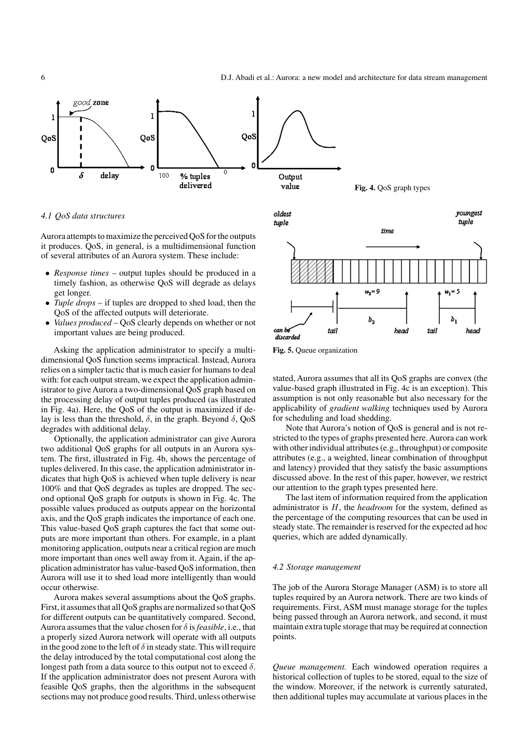Fig. 4. QoS graph types

### 4.1 QoS data structures

Aurora attempts to maximize the perceived QoS for the outputs it produces. QoS, in general, is a multidimensional function of several attributes of an Aurora system. These include:

- *Response times* – output tuples should be produced in a timely fashion, as otherwise QoS will degrade as delays get longer.
- *Tuple drops* – if tuples are dropped to shed load, then the QoS of the affected outputs will deteriorate.
- *Values produced* – QoS clearly depends on whether or not important values are being produced.

Asking the application administrator to specify a multidimensional QoS function seems impractical. Instead, Aurora relies on a simpler tactic that is much easier for humans to deal with: for each output stream, we expect the application administrator to give Aurora a two-dimensional QoS graph based on the processing delay of output tuples produced (as illustrated in Fig. 4a). Here, the QoS of the output is maximized if delay is less than the threshold, $\delta$, in the graph. Beyond $\delta$, QoS degrades with additional delay.

Optionally, the application administrator can give Aurora two additional QoS graphs for all outputs in an Aurora system. The first, illustrated in Fig. 4b, shows the percentage of tuples delivered. In this case, the application administrator indicates that high QoS is achieved when tuple delivery is near 100% and that QoS degrades as tuples are dropped. The second optional QoS graph for outputs is shown in Fig. 4c. The possible values produced as outputs appear on the horizontal axis, and the QoS graph indicates the importance of each one. This value-based QoS graph captures the fact that some outputs are more important than others. For example, in a plant monitoring application, outputs near a critical region are much more important than ones well away from it. Again, if the application administrator has value-based QoS information, then Aurora will use it to shed load more intelligently than would occur otherwise.

Aurora makes several assumptions about the QoS graphs. First, it assumes that all QoS graphs are normalized so that QoS for different outputs can be quantitatively compared. Second, Aurora assumes that the value chosen for $\delta$ is *feasible*, i.e., that a properly sized Aurora network will operate with all outputs in the good zone to the left of $\delta$ in steady state. This will require the delay introduced by the total computational cost along the longest path from a data source to this output not to exceed $\delta$. If the application administrator does not present Aurora with feasible QoS graphs, then the algorithms in the subsequent sections may not produce good results. Third, unless otherwise stated, Aurora assumes that all its QoS graphs are convex (the value-based graph illustrated in Fig. 4c is an exception). This assumption is not only reasonable but also necessary for the applicability of *gradient walking* techniques used by Aurora for scheduling and load shedding.

Note that Aurora's notion of QoS is general and is not restricted to the types of graphs presented here. Aurora can work with other individual attributes (e.g., throughput) or composite attributes (e.g., a weighted, linear combination of throughput and latency) provided that they satisfy the basic assumptions discussed above. In the rest of this paper, however, we restrict our attention to the graph types presented here.

The last item of information required from the application administrator is $H$, the *headroom* for the system, defined as the percentage of the computing resources that can be used in steady state. The remainder is reserved for the expected ad hoc queries, which are added dynamically.

Fig. 5. Queue organization

### 4.2 Storage management

The job of the Aurora Storage Manager (ASM) is to store all tuples required by an Aurora network. There are two kinds of requirements. First, ASM must manage storage for the tuples being passed through an Aurora network, and second, it must maintain extra tuple storage that may be required at connection points.

*Queue management.* Each windowed operation requires a historical collection of tuples to be stored, equal to the size of the window. Moreover, if the network is currently saturated, then additional tuples may accumulate at various places in the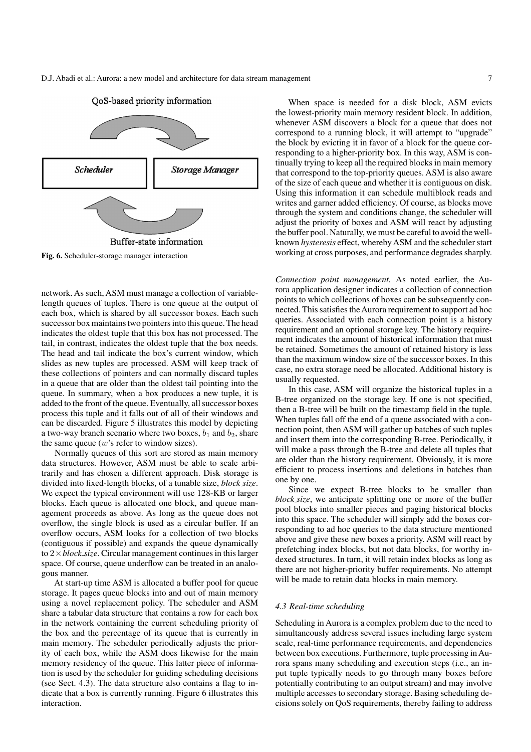QoS-based priority information

Scheduler

Storage Manager

Buffer-state information

**Fig. 6.** Scheduler-storage manager interaction

network. As such, ASM must manage a collection of variable-length queues of tuples. There is one queue at the output of each box, which is shared by all successor boxes. Each such successor box maintains two pointers into this queue. The head indicates the oldest tuple that this box has not processed. The tail, in contrast, indicates the oldest tuple that the box needs. The head and tail indicate the box's current window, which slides as new tuples are processed. ASM will keep track of these collections of pointers and can normally discard tuples in a queue that are older than the oldest tail pointing into the queue. In summary, when a box produces a new tuple, it is added to the front of the queue. Eventually, all successor boxes process this tuple and it falls out of all of their windows and can be discarded. Figure 5 illustrates this model by depicting a two-way branch scenario where two boxes, $b_1$ and $b_2$, share the same queue ($w$'s refer to window sizes).

Normally queues of this sort are stored as main memory data structures. However, ASM must be able to scale arbitrarily and has chosen a different approach. Disk storage is divided into fixed-length blocks, of a tunable size, *block_size*. We expect the typical environment will use 128-KB or larger blocks. Each queue is allocated one block, and queue management proceeds as above. As long as the queue does not overflow, the single block is used as a circular buffer. If an overflow occurs, ASM looks for a collection of two blocks (contiguous if possible) and expands the queue dynamically to $2 \times$ *block_size*. Circular management continues in this larger space. Of course, queue underflow can be treated in an analogous manner.

At start-up time ASM is allocated a buffer pool for queue storage. It pages queue blocks into and out of main memory using a novel replacement policy. The scheduler and ASM share a tabular data structure that contains a row for each box in the network containing the current scheduling priority of the box and the percentage of its queue that is currently in main memory. The scheduler periodically adjusts the priority of each box, while the ASM does likewise for the main memory residency of the queue. This latter piece of information is used by the scheduler for guiding scheduling decisions (see Sect. 4.3). The data structure also contains a flag to indicate that a box is currently running. Figure 6 illustrates this interaction.

When space is needed for a disk block, ASM evicts the lowest-priority main memory resident block. In addition, whenever ASM discovers a block for a queue that does not correspond to a running block, it will attempt to "upgrade" the block by evicting it in favor of a block for the queue corresponding to a higher-priority box. In this way, ASM is continually trying to keep all the required blocks in main memory that correspond to the top-priority queues. ASM is also aware of the size of each queue and whether it is contiguous on disk. Using this information it can schedule multiblock reads and writes and garner added efficiency. Of course, as blocks move through the system and conditions change, the scheduler will adjust the priority of boxes and ASM will react by adjusting the buffer pool. Naturally, we must be careful to avoid the well-known *hysteresis* effect, whereby ASM and the scheduler start working at cross purposes, and performance degrades sharply.

*Connection point management.* As noted earlier, the Aurora application designer indicates a collection of connection points to which collections of boxes can be subsequently connected. This satisfies the Aurora requirement to support ad hoc queries. Associated with each connection point is a history requirement and an optional storage key. The history requirement indicates the amount of historical information that must be retained. Sometimes the amount of retained history is less than the maximum window size of the successor boxes. In this case, no extra storage need be allocated. Additional history is usually requested.

In this case, ASM will organize the historical tuples in a B-tree organized on the storage key. If one is not specified, then a B-tree will be built on the timestamp field in the tuple. When tuples fall off the end of a queue associated with a connection point, then ASM will gather up batches of such tuples and insert them into the corresponding B-tree. Periodically, it will make a pass through the B-tree and delete all tuples that are older than the history requirement. Obviously, it is more efficient to process insertions and deletions in batches than one by one.

Since we expect B-tree blocks to be smaller than *block_size*, we anticipate splitting one or more of the buffer pool blocks into smaller pieces and paging historical blocks into this space. The scheduler will simply add the boxes corresponding to ad hoc queries to the data structure mentioned above and give these new boxes a priority. ASM will react by prefetching index blocks, but not data blocks, for worthy indexed structures. In turn, it will retain index blocks as long as there are not higher-priority buffer requirements. No attempt will be made to retain data blocks in main memory.

### *4.3 Real-time scheduling*

Scheduling in Aurora is a complex problem due to the need to simultaneously address several issues including large system scale, real-time performance requirements, and dependencies between box executions. Furthermore, tuple processing in Aurora spans many scheduling and execution steps (i.e., an input tuple typically needs to go through many boxes before potentially contributing to an output stream) and may involve multiple accesses to secondary storage. Basing scheduling decisions solely on QoS requirements, thereby failing to address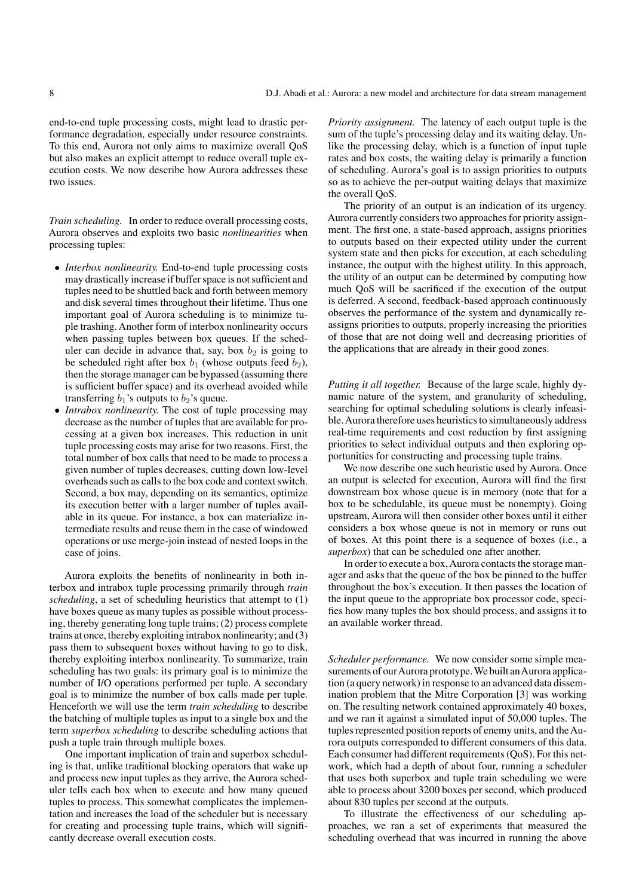end-to-end tuple processing costs, might lead to drastic performance degradation, especially under resource constraints. To this end, Aurora not only aims to maximize overall QoS but also makes an explicit attempt to reduce overall tuple execution costs. We now describe how Aurora addresses these two issues.

*Train scheduling.* In order to reduce overall processing costs, Aurora observes and exploits two basic *nonlinearities* when processing tuples:

- *Interbox nonlinearity.* End-to-end tuple processing costs may drastically increase if buffer space is not sufficient and tuples need to be shuttled back and forth between memory and disk several times throughout their lifetime. Thus one important goal of Aurora scheduling is to minimize tuple trashing. Another form of interbox nonlinearity occurs when passing tuples between box queues. If the scheduler can decide in advance that, say, box $b_2$ is going to be scheduled right after box $b_1$ (whose outputs feed $b_2$), then the storage manager can be bypassed (assuming there is sufficient buffer space) and its overhead avoided while transferring $b_1$'s outputs to $b_2$'s queue.
- *Intrabox nonlinearity.* The cost of tuple processing may decrease as the number of tuples that are available for processing at a given box increases. This reduction in unit tuple processing costs may arise for two reasons. First, the total number of box calls that need to be made to process a given number of tuples decreases, cutting down low-level overheads such as calls to the box code and context switch. Second, a box may, depending on its semantics, optimize its execution better with a larger number of tuples available in its queue. For instance, a box can materialize intermediate results and reuse them in the case of windowed operations or use merge-join instead of nested loops in the case of joins.

Aurora exploits the benefits of nonlinearity in both interbox and intrabox tuple processing primarily through *train scheduling*, a set of scheduling heuristics that attempt to (1) have boxes queue as many tuples as possible without processing, thereby generating long tuple trains; (2) process complete trains at once, thereby exploiting intrabox nonlinearity; and (3) pass them to subsequent boxes without having to go to disk, thereby exploiting interbox nonlinearity. To summarize, train scheduling has two goals: its primary goal is to minimize the number of I/O operations performed per tuple. A secondary goal is to minimize the number of box calls made per tuple. Henceforth we will use the term *train scheduling* to describe the batching of multiple tuples as input to a single box and the term *superbox scheduling* to describe scheduling actions that push a tuple train through multiple boxes.

One important implication of train and superbox scheduling is that, unlike traditional blocking operators that wake up and process new input tuples as they arrive, the Aurora scheduler tells each box when to execute and how many queued tuples to process. This somewhat complicates the implementation and increases the load of the scheduler but is necessary for creating and processing tuple trains, which will significantly decrease overall execution costs.

*Priority assignment.* The latency of each output tuple is the sum of the tuple's processing delay and its waiting delay. Unlike the processing delay, which is a function of input tuple rates and box costs, the waiting delay is primarily a function of scheduling. Aurora's goal is to assign priorities to outputs so as to achieve the per-output waiting delays that maximize the overall QoS.

The priority of an output is an indication of its urgency. Aurora currently considers two approaches for priority assignment. The first one, a state-based approach, assigns priorities to outputs based on their expected utility under the current system state and then picks for execution, at each scheduling instance, the output with the highest utility. In this approach, the utility of an output can be determined by computing how much QoS will be sacrificed if the execution of the output is deferred. A second, feedback-based approach continuously observes the performance of the system and dynamically reassigns priorities to outputs, properly increasing the priorities of those that are not doing well and decreasing priorities of the applications that are already in their good zones.

*Putting it all together.* Because of the large scale, highly dynamic nature of the system, and granularity of scheduling, searching for optimal scheduling solutions is clearly infeasible. Aurora therefore uses heuristics to simultaneously address real-time requirements and cost reduction by first assigning priorities to select individual outputs and then exploring opportunities for constructing and processing tuple trains.

We now describe one such heuristic used by Aurora. Once an output is selected for execution, Aurora will find the first downstream box whose queue is in memory (note that for a box to be schedulable, its queue must be nonempty). Going upstream, Aurora will then consider other boxes until it either considers a box whose queue is not in memory or runs out of boxes. At this point there is a sequence of boxes (i.e., a *superbox*) that can be scheduled one after another.

In order to execute a box, Aurora contacts the storage manager and asks that the queue of the box be pinned to the buffer throughout the box's execution. It then passes the location of the input queue to the appropriate box processor code, specifies how many tuples the box should process, and assigns it to an available worker thread.

*Scheduler performance.* We now consider some simple measurements of our Aurora prototype. We built an Aurora application (a query network) in response to an advanced data dissemination problem that the Mitre Corporation [3] was working on. The resulting network contained approximately 40 boxes, and we ran it against a simulated input of 50,000 tuples. The tuples represented position reports of enemy units, and the Aurora outputs corresponded to different consumers of this data. Each consumer had different requirements (QoS). For this network, which had a depth of about four, running a scheduler that uses both superbox and tuple train scheduling we were able to process about 3200 boxes per second, which produced about 830 tuples per second at the outputs.

To illustrate the effectiveness of our scheduling approaches, we ran a set of experiments that measured the scheduling overhead that was incurred in running the above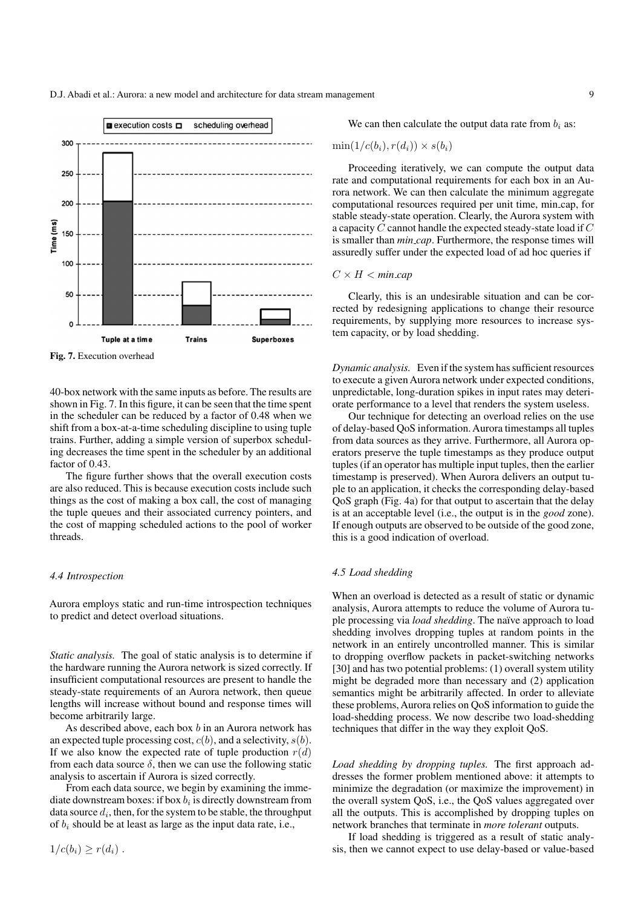execution costs
scheduling overhead

Time (ms)

300
250
200
150
100
50
0

Tuple at a time
Trains
Superboxes

**Fig. 7.** Execution overhead

40-box network with the same inputs as before. The results are shown in Fig. 7. In this figure, it can be seen that the time spent in the scheduler can be reduced by a factor of 0.48 when we shift from a box-at-a-time scheduling discipline to using tuple trains. Further, adding a simple version of superbox scheduling decreases the time spent in the scheduler by an additional factor of 0.43.

The figure further shows that the overall execution costs are also reduced. This is because execution costs include such things as the cost of making a box call, the cost of managing the tuple queues and their associated currency pointers, and the cost of mapping scheduled actions to the pool of worker threads.

### 4.4 Introspection

Aurora employs static and run-time introspection techniques to predict and detect overload situations.

*Static analysis.* The goal of static analysis is to determine if the hardware running the Aurora network is sized correctly. If insufficient computational resources are present to handle the steady-state requirements of an Aurora network, then queue lengths will increase without bound and response times will become arbitrarily large.

As described above, each box $b$ in an Aurora network has an expected tuple processing cost, $c(b)$, and a selectivity, $s(b)$. If we also know the expected rate of tuple production $r(d)$ from each data source $\delta$, then we can use the following static analysis to ascertain if Aurora is sized correctly.

From each data source, we begin by examining the immediate downstream boxes: if box $b_i$ is directly downstream from data source $d_i$, then, for the system to be stable, the throughput of $b_i$ should be at least as large as the input data rate, i.e.,

$$1/c(b_i) \geq r(d_i) \ .$$

We can then calculate the output data rate from $b_i$ as:

$$\min(1/c(b_i), r(d_i)) \times s(b_i)$$

Proceeding iteratively, we can compute the output data rate and computational requirements for each box in an Aurora network. We can then calculate the minimum aggregate computational resources required per unit time, min_cap, for stable steady-state operation. Clearly, the Aurora system with a capacity $C$ cannot handle the expected steady-state load if $C$ is smaller than *min_cap*. Furthermore, the response times will assuredly suffer under the expected load of ad hoc queries if

$$C \times H < \mathit{min\_cap}$$

Clearly, this is an undesirable situation and can be corrected by redesigning applications to change their resource requirements, by supplying more resources to increase system capacity, or by load shedding.

*Dynamic analysis.* Even if the system has sufficient resources to execute a given Aurora network under expected conditions, unpredictable, long-duration spikes in input rates may deteriorate performance to a level that renders the system useless.

Our technique for detecting an overload relies on the use of delay-based QoS information. Aurora timestamps all tuples from data sources as they arrive. Furthermore, all Aurora operators preserve the tuple timestamps as they produce output tuples (if an operator has multiple input tuples, then the earlier timestamp is preserved). When Aurora delivers an output tuple to an application, it checks the corresponding delay-based QoS graph (Fig. 4a) for that output to ascertain that the delay is at an acceptable level (i.e., the output is in the *good* zone). If enough outputs are observed to be outside of the good zone, this is a good indication of overload.

### 4.5 Load shedding

When an overload is detected as a result of static or dynamic analysis, Aurora attempts to reduce the volume of Aurora tuple processing via *load shedding*. The naïve approach to load shedding involves dropping tuples at random points in the network in an entirely uncontrolled manner. This is similar to dropping overflow packets in packet-switching networks [30] and has two potential problems: (1) overall system utility might be degraded more than necessary and (2) application semantics might be arbitrarily affected. In order to alleviate these problems, Aurora relies on QoS information to guide the load-shedding process. We now describe two load-shedding techniques that differ in the way they exploit QoS.

*Load shedding by dropping tuples.* The first approach addresses the former problem mentioned above: it attempts to minimize the degradation (or maximize the improvement) in the overall system QoS, i.e., the QoS values aggregated over all the outputs. This is accomplished by dropping tuples on network branches that terminate in *more tolerant* outputs.

If load shedding is triggered as a result of static analysis, then we cannot expect to use delay-based or value-based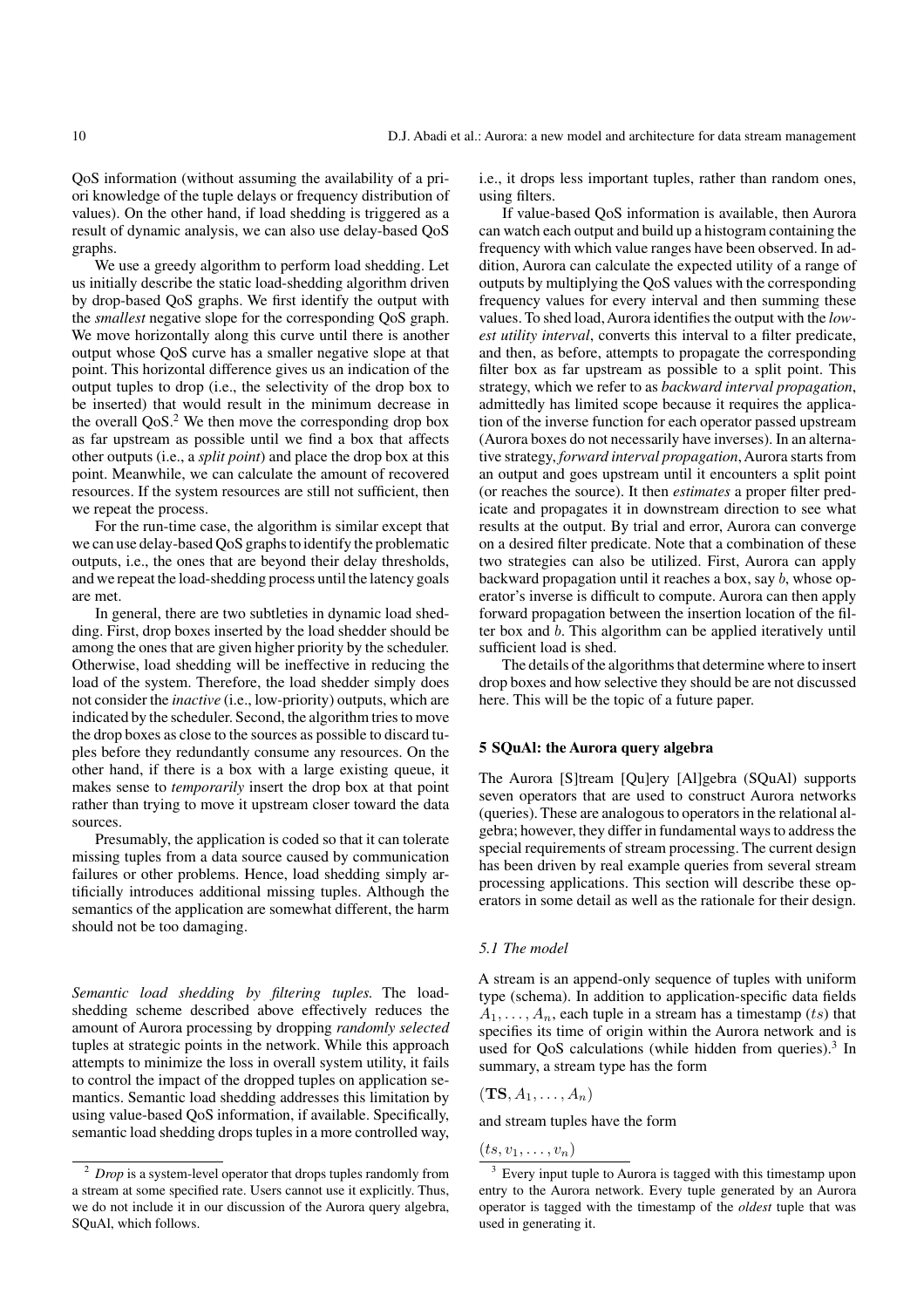QoS information (without assuming the availability of a priori knowledge of the tuple delays or frequency distribution of values). On the other hand, if load shedding is triggered as a result of dynamic analysis, we can also use delay-based QoS graphs.

We use a greedy algorithm to perform load shedding. Let us initially describe the static load-shedding algorithm driven by drop-based QoS graphs. We first identify the output with the *smallest* negative slope for the corresponding QoS graph. We move horizontally along this curve until there is another output whose QoS curve has a smaller negative slope at that point. This horizontal difference gives us an indication of the output tuples to drop (i.e., the selectivity of the drop box to be inserted) that would result in the minimum decrease in the overall QoS.[2] We then move the corresponding drop box as far upstream as possible until we find a box that affects other outputs (i.e., a *split point*) and place the drop box at this point. Meanwhile, we can calculate the amount of recovered resources. If the system resources are still not sufficient, then we repeat the process.

For the run-time case, the algorithm is similar except that we can use delay-based QoS graphs to identify the problematic outputs, i.e., the ones that are beyond their delay thresholds, and we repeat the load-shedding process until the latency goals are met.

In general, there are two subtleties in dynamic load shedding. First, drop boxes inserted by the load shedder should be among the ones that are given higher priority by the scheduler. Otherwise, load shedding will be ineffective in reducing the load of the system. Therefore, the load shedder simply does not consider the *inactive* (i.e., low-priority) outputs, which are indicated by the scheduler. Second, the algorithm tries to move the drop boxes as close to the sources as possible to discard tuples before they redundantly consume any resources. On the other hand, if there is a box with a large existing queue, it makes sense to *temporarily* insert the drop box at that point rather than trying to move it upstream closer toward the data sources.

Presumably, the application is coded so that it can tolerate missing tuples from a data source caused by communication failures or other problems. Hence, load shedding simply artificially introduces additional missing tuples. Although the semantics of the application are somewhat different, the harm should not be too damaging.

*Semantic load shedding by filtering tuples.* The load-shedding scheme described above effectively reduces the amount of Aurora processing by dropping *randomly selected* tuples at strategic points in the network. While this approach attempts to minimize the loss in overall system utility, it fails to control the impact of the dropped tuples on application semantics. Semantic load shedding addresses this limitation by using value-based QoS information, if available. Specifically, semantic load shedding drops tuples in a more controlled way, i.e., it drops less important tuples, rather than random ones, using filters.

If value-based QoS information is available, then Aurora can watch each output and build up a histogram containing the frequency with which value ranges have been observed. In addition, Aurora can calculate the expected utility of a range of outputs by multiplying the QoS values with the corresponding frequency values for every interval and then summing these values. To shed load, Aurora identifies the output with the *lowest utility interval*, converts this interval to a filter predicate, and then, as before, attempts to propagate the corresponding filter box as far upstream as possible to a split point. This strategy, which we refer to as *backward interval propagation*, admittedly has limited scope because it requires the application of the inverse function for each operator passed upstream (Aurora boxes do not necessarily have inverses). In an alternative strategy, *forward interval propagation*, Aurora starts from an output and goes upstream until it encounters a split point (or reaches the source). It then *estimates* a proper filter predicate and propagates it in downstream direction to see what results at the output. By trial and error, Aurora can converge on a desired filter predicate. Note that a combination of these two strategies can also be utilized. First, Aurora can apply backward propagation until it reaches a box, say $b$, whose operator's inverse is difficult to compute. Aurora can then apply forward propagation between the insertion location of the filter box and $b$. This algorithm can be applied iteratively until sufficient load is shed.

The details of the algorithms that determine where to insert drop boxes and how selective they should be are not discussed here. This will be the topic of a future paper.

## 5 SQuAl: the Aurora query algebra

The Aurora [S]tream [Qu]ery [Al]gebra (SQuAl) supports seven operators that are used to construct Aurora networks (queries). These are analogous to operators in the relational algebra; however, they differ in fundamental ways to address the special requirements of stream processing. The current design has been driven by real example queries from several stream processing applications. This section will describe these operators in some detail as well as the rationale for their design.

### 5.1 The model

A stream is an append-only sequence of tuples with uniform type (schema). In addition to application-specific data fields $A_1, \ldots, A_n$, each tuple in a stream has a timestamp ($ts$) that specifies its time of origin within the Aurora network and is used for QoS calculations (while hidden from queries).[3] In summary, a stream type has the form

$(\mathbf{TS}, A_1, \ldots, A_n)$

and stream tuples have the form

$(ts, v_1, \ldots, v_n)$

[2] *Drop* is a system-level operator that drops tuples randomly from a stream at some specified rate. Users cannot use it explicitly. Thus, we do not include it in our discussion of the Aurora query algebra, SQuAl, which follows.

[3] Every input tuple to Aurora is tagged with this timestamp upon entry to the Aurora network. Every tuple generated by an Aurora operator is tagged with the timestamp of the *oldest* tuple that was used in generating it.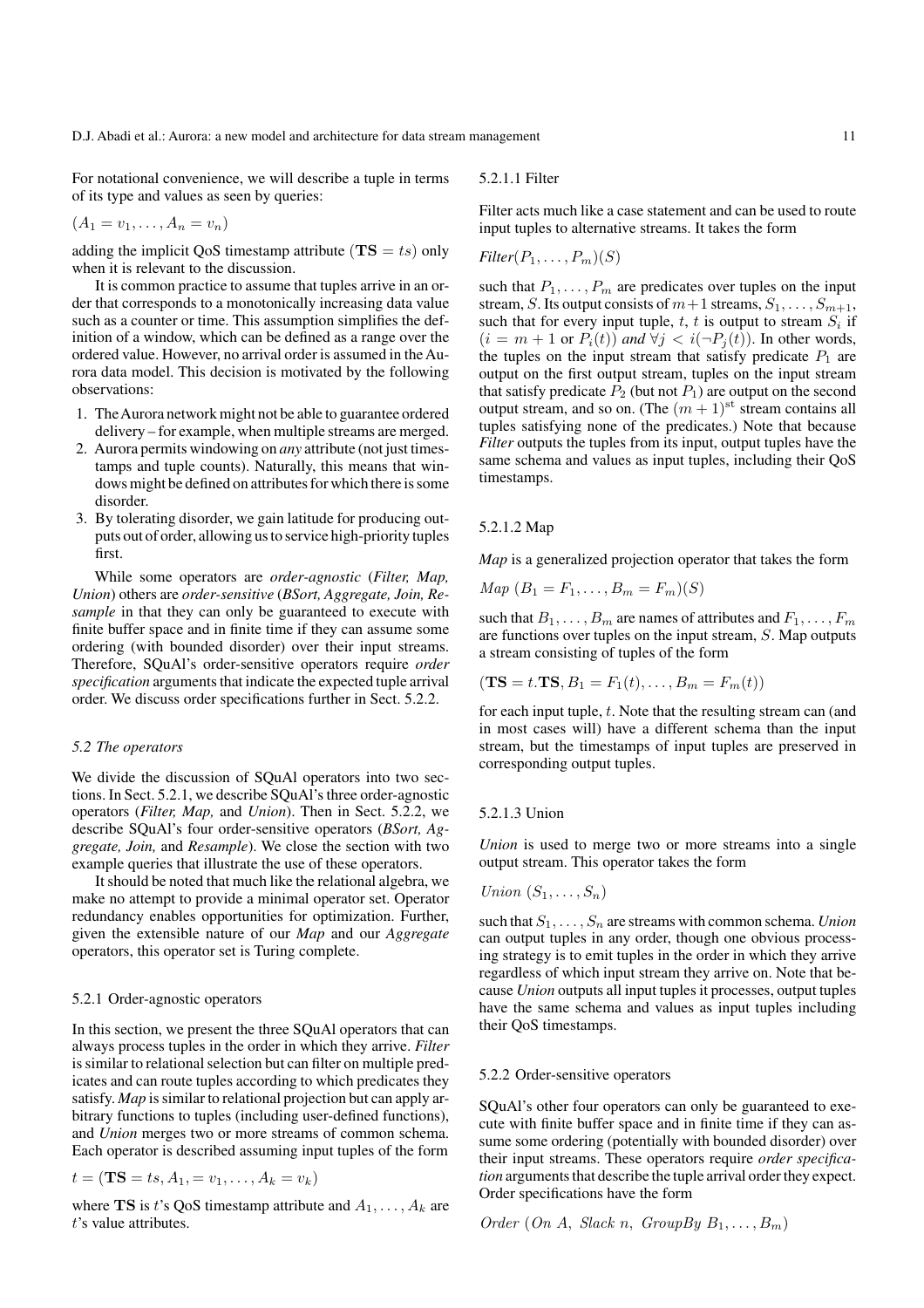For notational convenience, we will describe a tuple in terms of its type and values as seen by queries:

$(A_1 = v_1, \ldots, A_n = v_n)$

adding the implicit QoS timestamp attribute ($\mathbf{TS} = ts$) only when it is relevant to the discussion.

It is common practice to assume that tuples arrive in an order that corresponds to a monotonically increasing data value such as a counter or time. This assumption simplifies the definition of a window, which can be defined as a range over the ordered value. However, no arrival order is assumed in the Aurora data model. This decision is motivated by the following observations:

1. The Aurora network might not be able to guarantee ordered delivery – for example, when multiple streams are merged.
2. Aurora permits windowing on *any* attribute (not just timestamps and tuple counts). Naturally, this means that windows might be defined on attributes for which there is some disorder.
3. By tolerating disorder, we gain latitude for producing outputs out of order, allowing us to service high-priority tuples first.

While some operators are *order-agnostic* (*Filter, Map, Union*) others are *order-sensitive* (*BSort, Aggregate, Join, Resample* in that they can only be guaranteed to execute with finite buffer space and in finite time if they can assume some ordering (with bounded disorder) over their input streams. Therefore, SQuAl's order-sensitive operators require *order specification* arguments that indicate the expected tuple arrival order. We discuss order specifications further in Sect. 5.2.2.

### 5.2 The operators

We divide the discussion of SQuAl operators into two sections. In Sect. 5.2.1, we describe SQuAl's three order-agnostic operators (*Filter, Map,* and *Union*). Then in Sect. 5.2.2, we describe SQuAl's four order-sensitive operators (*BSort, Aggregate, Join,* and *Resample*). We close the section with two example queries that illustrate the use of these operators.

It should be noted that much like the relational algebra, we make no attempt to provide a minimal operator set. Operator redundancy enables opportunities for optimization. Further, given the extensible nature of our *Map* and our *Aggregate* operators, this operator set is Turing complete.

#### 5.2.1 Order-agnostic operators

In this section, we present the three SQuAl operators that can always process tuples in the order in which they arrive. *Filter* is similar to relational selection but can filter on multiple predicates and can route tuples according to which predicates they satisfy. *Map* is similar to relational projection but can apply arbitrary functions to tuples (including user-defined functions), and *Union* merges two or more streams of common schema. Each operator is described assuming input tuples of the form

$t = (\mathbf{TS} = ts, A_1, = v_1, \ldots, A_k = v_k)$

where $\mathbf{TS}$ is $t$'s QoS timestamp attribute and $A_1, \ldots, A_k$ are $t$'s value attributes.

##### 5.2.1.1 Filter

Filter acts much like a case statement and can be used to route input tuples to alternative streams. It takes the form

*Filter*$(P_1, \ldots, P_m)(S)$

such that $P_1, \ldots, P_m$ are predicates over tuples on the input stream, $S$. Its output consists of $m+1$ streams, $S_1, \ldots, S_{m+1}$, such that for every input tuple, $t$, $t$ is output to stream $S_i$ if $(i = m + 1$ or $P_i(t))$ *and* $\forall j < i(\neg P_j(t))$. In other words, the tuples on the input stream that satisfy predicate $P_1$ are output on the first output stream, tuples on the input stream that satisfy predicate $P_2$ (but not $P_1$) are output on the second output stream, and so on. (The $(m + 1)^{\text{st}}$ stream contains all tuples satisfying none of the predicates.) Note that because *Filter* outputs the tuples from its input, output tuples have the same schema and values as input tuples, including their QoS timestamps.

##### 5.2.1.2 Map

*Map* is a generalized projection operator that takes the form

$Map\ (B_1 = F_1, \ldots, B_m = F_m)(S)$

such that $B_1, \ldots, B_m$ are names of attributes and $F_1, \ldots, F_m$ are functions over tuples on the input stream, $S$. Map outputs a stream consisting of tuples of the form

$(\mathbf{TS} = t.\mathbf{TS}, B_1 = F_1(t), \ldots, B_m = F_m(t))$

for each input tuple, $t$. Note that the resulting stream can (and in most cases will) have a different schema than the input stream, but the timestamps of input tuples are preserved in corresponding output tuples.

##### 5.2.1.3 Union

*Union* is used to merge two or more streams into a single output stream. This operator takes the form

$Union\ (S_1, \ldots, S_n)$

such that $S_1, \ldots, S_n$ are streams with common schema. *Union* can output tuples in any order, though one obvious processing strategy is to emit tuples in the order in which they arrive regardless of which input stream they arrive on. Note that because *Union* outputs all input tuples it processes, output tuples have the same schema and values as input tuples including their QoS timestamps.

#### 5.2.2 Order-sensitive operators

SQuAl's other four operators can only be guaranteed to execute with finite buffer space and in finite time if they can assume some ordering (potentially with bounded disorder) over their input streams. These operators require *order specification* arguments that describe the tuple arrival order they expect. Order specifications have the form

$Order\ (On\ A,\ Slack\ n,\ GroupBy\ B_1, \ldots, B_m)$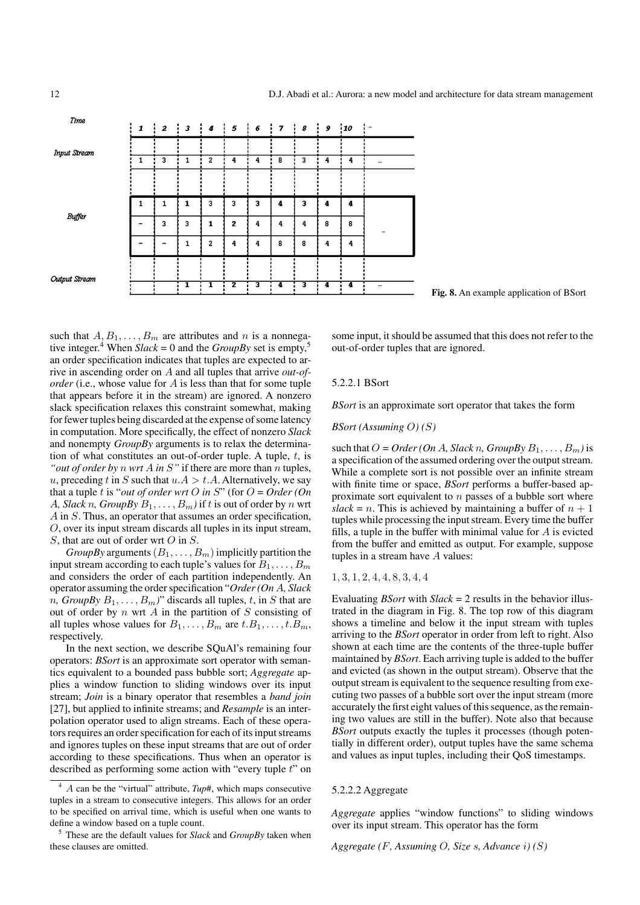| Time | 1 | 2 | 3 | 4 | 5 | 6 | 7 | 8 | 9 | 10 | ... |
|---|---|---|---|---|---|---|---|---|---|---|---|
| Input Stream | 1 | 3 | 1 | 2 | 4 | 4 | 8 | 3 | 4 | 4 | ... |
| Buffer | 1 | 1 | 1 | 3 | 3 | 3 | 4 | 3 | 4 | 4 | |
| | - | 3 | 3 | 1 | 2 | 4 | 4 | 4 | 8 | 8 | - |
| | - | - | 1 | 2 | 4 | 4 | 8 | 8 | 4 | 4 | |
| Output Stream | | | 1 | 1 | 2 | 3 | 4 | 3 | 4 | 4 | ... |

**Fig. 8.** An example application of BSort

such that $A, B_1, \ldots, B_m$ are attributes and $n$ is a nonnegative integer.[4] When *Slack* = 0 and the *GroupBy* set is empty,[5] an order specification indicates that tuples are expected to arrive in ascending order on $A$ and all tuples that arrive *out-of-order* (i.e., whose value for $A$ is less than that for some tuple that appears before it in the stream) are ignored. A nonzero slack specification relaxes this constraint somewhat, making for fewer tuples being discarded at the expense of some latency in computation. More specifically, the effect of nonzero *Slack* and nonempty *GroupBy* arguments is to relax the determination of what constitutes an out-of-order tuple. A tuple, $t$, is *"out of order by $n$ wrt $A$ in $S$"* if there are more than $n$ tuples, $u$, preceding $t$ in $S$ such that $u.A > t.A$. Alternatively, we say that a tuple $t$ is "*out of order wrt $O$ in $S$*" (for *$O$ = Order (On A, Slack $n$, GroupBy $B_1, \ldots, B_m$)* if $t$ is out of order by $n$ wrt $A$ in $S$. Thus, an operator that assumes an order specification, $O$, over its input stream discards all tuples in its input stream, $S$, that are out of order wrt $O$ in $S$.

*GroupBy* arguments $(B_1, \ldots, B_m)$ implicitly partition the input stream according to each tuple's values for $B_1, \ldots, B_m$ and considers the order of each partition independently. An operator assuming the order specification "*Order (On A, Slack $n$, GroupBy $B_1, \ldots, B_m$)*" discards all tuples, $t$, in $S$ that are out of order by $n$ wrt $A$ in the partition of $S$ consisting of all tuples whose values for $B_1, \ldots, B_m$ are $t.B_1, \ldots, t.B_m$, respectively.

In the next section, we describe SQuAl's remaining four operators: *BSort* is an approximate sort operator with semantics equivalent to a bounded pass bubble sort; *Aggregate* applies a window function to sliding windows over its input stream; *Join* is a binary operator that resembles a *band join* [27], but applied to infinite streams; and *Resample* is an interpolation operator used to align streams. Each of these operators requires an order specification for each of its input streams and ignores tuples on these input streams that are out of order according to these specifications. Thus when an operator is described as performing some action with "every tuple $t$" on some input, it should be assumed that this does not refer to the out-of-order tuples that are ignored.

[4] $A$ can be the "virtual" attribute, *Tup#*, which maps consecutive tuples in a stream to consecutive integers. This allows for an order to be specified on arrival time, which is useful when one wants to define a window based on a tuple count.

[5] These are the default values for *Slack* and *GroupBy* taken when these clauses are omitted.

#### 5.2.2.1 BSort

*BSort* is an approximate sort operator that takes the form

*BSort (Assuming $O$) ($S$)*

such that *$O$ = Order (On A, Slack $n$, GroupBy $B_1, \ldots, B_m$)* is a specification of the assumed ordering over the output stream. While a complete sort is not possible over an infinite stream with finite time or space, *BSort* performs a buffer-based approximate sort equivalent to $n$ passes of a bubble sort where *slack* = $n$. This is achieved by maintaining a buffer of $n + 1$ tuples while processing the input stream. Every time the buffer fills, a tuple in the buffer with minimal value for $A$ is evicted from the buffer and emitted as output. For example, suppose tuples in a stream have $A$ values:

$1, 3, 1, 2, 4, 4, 8, 3, 4, 4$

Evaluating *BSort* with *Slack* = 2 results in the behavior illustrated in the diagram in Fig. 8. The top row of this diagram shows a timeline and below it the input stream with tuples arriving to the *BSort* operator in order from left to right. Also shown at each time are the contents of the three-tuple buffer maintained by *BSort*. Each arriving tuple is added to the buffer and evicted (as shown in the output stream). Observe that the output stream is equivalent to the sequence resulting from executing two passes of a bubble sort over the input stream (more accurately the first eight values of this sequence, as the remaining two values are still in the buffer). Note also that because *BSort* outputs exactly the tuples it processes (though potentially in different order), output tuples have the same schema and values as input tuples, including their QoS timestamps.

#### 5.2.2.2 Aggregate

*Aggregate* applies "window functions" to sliding windows over its input stream. This operator has the form

*Aggregate ($F$, Assuming $O$, Size $s$, Advance $i$) ($S$)*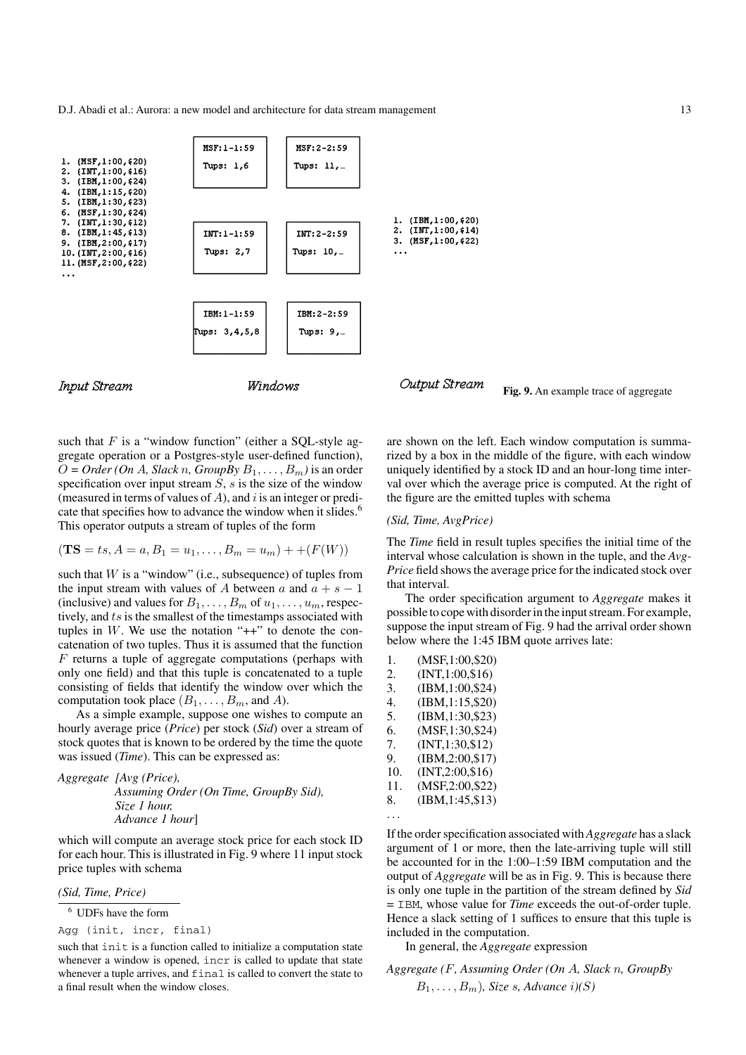1. (MSF,1:00,$20)
2. (INT,1:00,$16)
3. (IBM,1:00,$24)
4. (IBM,1:15,$20)
5. (IBM,1:30,$23)
6. (MSF,1:30,$24)
7. (INT,1:30,$12)
8. (IBM,1:45,$13)
9. (IBM,2:00,$17)
10. (INT,2:00,$16)
11. (MSF,2:00,$22)
...

| MSF:1-1:59 Tups: 1,6 | MSF:2-2:59 Tups: 11,… |
|---|---|
| INT:1-1:59 Tups: 2,7 | INT:2-2:59 Tups: 10,… |
| IBM:1-1:59 Tups: 3,4,5,8 | IBM:2-2:59 Tups: 9,… |

1. (IBM,1:00,$20)
2. (INT,1:00,$14)
3. (MSF,1:00,$22)
...

*Input Stream* — *Windows* — *Output Stream*

**Fig. 9.** An example trace of aggregate

such that $F$ is a "window function" (either a SQL-style aggregate operation or a Postgres-style user-defined function), $O$ = *Order (On A, Slack* $n$*, GroupBy* $B_1, \ldots, B_m$*)* is an order specification over input stream $S$, $s$ is the size of the window (measured in terms of values of $A$), and $i$ is an integer or predicate that specifies how to advance the window when it slides.[6] This operator outputs a stream of tuples of the form

$$(\mathbf{TS} = ts, A = a, B_1 = u_1, \ldots, B_m = u_m) + +(F(W))$$

such that $W$ is a "window" (i.e., subsequence) of tuples from the input stream with values of $A$ between $a$ and $a + s - 1$ (inclusive) and values for $B_1, \ldots, B_m$ of $u_1, \ldots, u_m$, respectively, and $ts$ is the smallest of the timestamps associated with tuples in $W$. We use the notation "++" to denote the concatenation of two tuples. Thus it is assumed that the function $F$ returns a tuple of aggregate computations (perhaps with only one field) and that this tuple is concatenated to a tuple consisting of fields that identify the window over which the computation took place ($B_1, \ldots, B_m$, and $A$).

As a simple example, suppose one wishes to compute an hourly average price (*Price*) per stock (*Sid*) over a stream of stock quotes that is known to be ordered by the time the quote was issued (*Time*). This can be expressed as:

*Aggregate [Avg (Price),*
*Assuming Order (On Time, GroupBy Sid),*
*Size 1 hour,*
*Advance 1 hour*]

which will compute an average stock price for each stock ID for each hour. This is illustrated in Fig. 9 where 11 input stock price tuples with schema

*(Sid, Time, Price)*

are shown on the left. Each window computation is summarized by a box in the middle of the figure, with each window uniquely identified by a stock ID and an hour-long time interval over which the average price is computed. At the right of the figure are the emitted tuples with schema

*(Sid, Time, AvgPrice)*

The *Time* field in result tuples specifies the initial time of the interval whose calculation is shown in the tuple, and the *AvgPrice* field shows the average price for the indicated stock over that interval.

The order specification argument to *Aggregate* makes it possible to cope with disorder in the input stream. For example, suppose the input stream of Fig. 9 had the arrival order shown below where the 1:45 IBM quote arrives late:

1. (MSF,1:00,$20)
2. (INT,1:00,$16)
3. (IBM,1:00,$24)
4. (IBM,1:15,$20)
5. (IBM,1:30,$23)
6. (MSF,1:30,$24)
7. (INT,1:30,$12)
9. (IBM,2:00,$17)
10. (INT,2:00,$16)
11. (MSF,2:00,$22)
8. (IBM,1:45,$13)

...

If the order specification associated with *Aggregate* has a slack argument of 1 or more, then the late-arriving tuple will still be accounted for in the 1:00–1:59 IBM computation and the output of *Aggregate* will be as in Fig. 9. This is because there is only one tuple in the partition of the stream defined by *Sid* = `IBM`, whose value for *Time* exceeds the out-of-order tuple. Hence a slack setting of 1 suffices to ensure that this tuple is included in the computation.

In general, the *Aggregate* expression

*Aggregate (*$F$*, Assuming Order (On* $A$*, Slack* $n$*, GroupBy* $B_1, \ldots, B_m$*), Size* $s$*, Advance* $i$*)(*$S$*)*

[6] UDFs have the form

```
Agg (init, incr, final)
```

such that `init` is a function called to initialize a computation state whenever a window is opened, `incr` is called to update that state whenever a tuple arrives, and `final` is called to convert the state to a final result when the window closes.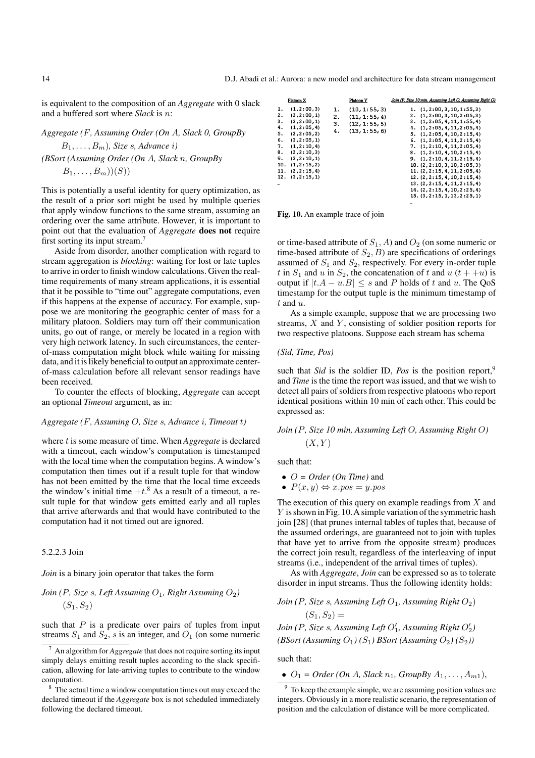is equivalent to the composition of an *Aggregate* with 0 slack and a buffered sort where *Slack* is $n$:

*Aggregate (F, Assuming Order (On A, Slack 0, GroupBy $B_1, \ldots, B_m$), Size s, Advance i)*
*(BSort (Assuming Order (On A, Slack n, GroupBy $B_1, \ldots, B_m$))(S))*

This is potentially a useful identity for query optimization, as the result of a prior sort might be used by multiple queries that apply window functions to the same stream, assuming an ordering over the same attribute. However, it is important to point out that the evaluation of *Aggregate* **does not** require first sorting its input stream.[7]

Aside from disorder, another complication with regard to stream aggregation is *blocking*: waiting for lost or late tuples to arrive in order to finish window calculations. Given the real-time requirements of many stream applications, it is essential that it be possible to "time out" aggregate computations, even if this happens at the expense of accuracy. For example, suppose we are monitoring the geographic center of mass for a military platoon. Soldiers may turn off their communication units, go out of range, or merely be located in a region with very high network latency. In such circumstances, the center-of-mass computation might block while waiting for missing data, and it is likely beneficial to output an approximate center-of-mass calculation before all relevant sensor readings have been received.

To counter the effects of blocking, *Aggregate* can accept an optional *Timeout* argument, as in:

*Aggregate (F, Assuming O, Size s, Advance i, Timeout t)*

where $t$ is some measure of time. When *Aggregate* is declared with a timeout, each window's computation is timestamped with the local time when the computation begins. A window's computation then times out if a result tuple for that window has not been emitted by the time that the local time exceeds the window's initial time $+t$.[8] As a result of a timeout, a result tuple for that window gets emitted early and all tuples that arrive afterwards and that would have contributed to the computation had it not timed out are ignored.

#### 5.2.2.3 Join

*Join* is a binary join operator that takes the form

*Join (P, Size s, Left Assuming $O_1$, Right Assuming $O_2$) $(S_1, S_2)$*

such that $P$ is a predicate over pairs of tuples from input streams $S_1$ and $S_2$, $s$ is an integer, and $O_1$ (on some numeric or time-based attribute of $S_1$, $A$) and $O_2$ (on some numeric or time-based attribute of $S_2$, $B$) are specifications of orderings assumed of $S_1$ and $S_2$, respectively. For every in-order tuple $t$ in $S_1$ and $u$ in $S_2$, the concatenation of $t$ and $u$ ($t$ ++$u$) is output if $|t.A - u.B| \leq s$ and $P$ holds of $t$ and $u$. The QoS timestamp for the output tuple is the minimum timestamp of $t$ and $u$.

| Platoon X | Platoon Y | Join (P, Size 10 min, Assuming Left O, Assuming Right O) |
|---|---|---|
| 1. (1,2:00,3) | 1. (10,1:55,3) | 1. (1,2:00,3,10,1:55,3) |
| 2. (2,2:00,1) | 2. (11,1:55,4) | 2. (1,2:00,3,10,2:05,3) |
| 3. (3,2:00,1) | 3. (12,1:55,5) | 3. (1,2:05,4,11,1:55,4) |
| 4. (1,2:05,4) | 4. (13,1:55,6) | 4. (1,2:05,4,11,2:05,4) |
| 5. (2,2:05,2) | | 5. (1,2:05,4,10,2:15,4) |
| 6. (3,2:05,1) | | 6. (1,2:05,4,11,2:15,4) |
| 7. (1,2:10,4) | | 7. (1,2:10,4,11,2:05,4) |
| 8. (2,2:10,3) | | 8. (1,2:10,4,10,2:15,4) |
| 9. (3,2:10,1) | | 9. (1,2:10,4,11,2:15,4) |
| 10. (1,2:15,2) | | 10. (2,2:10,3,10,2:05,3) |
| 11. (2,2:15,4) | | 11. (2,2:15,4,11,2:05,4) |
| 12. (3,2:15,1) | | 12. (2,2:15,4,10,2:15,4) |
| ... | | 13. (2,2:15,4,11,2:15,4) |
| | | 14. (2,2:15,4,10,2:25,4) |
| | | 15. (3,2:15,1,13,2:25,1) |
| | | ... |

**Fig. 10.** An example trace of join

As a simple example, suppose that we are processing two streams, $X$ and $Y$, consisting of soldier position reports for two respective platoons. Suppose each stream has schema

*(Sid, Time, Pos)*

such that *Sid* is the soldier ID, *Pos* is the position report,[9] and *Time* is the time the report was issued, and that we wish to detect all pairs of soldiers from respective platoons who report identical positions within 10 min of each other. This could be expressed as:

*Join (P, Size 10 min, Assuming Left O, Assuming Right O) $(X, Y)$*

such that:

- $O$ = *Order (On Time)* and
- $P(x, y) \Leftrightarrow x.pos = y.pos$

The execution of this query on example readings from $X$ and $Y$ is shown in Fig. 10. A simple variation of the symmetric hash join [28] (that prunes internal tables of tuples that, because of the assumed orderings, are guaranteed not to join with tuples that have yet to arrive from the opposite stream) produces the correct join result, regardless of the interleaving of input streams (i.e., independent of the arrival times of tuples).

As with *Aggregate*, *Join* can be expressed so as to tolerate disorder in input streams. Thus the following identity holds:

*Join (P, Size s, Assuming Left $O_1$, Assuming Right $O_2$) $(S_1, S_2)$ =*
*Join (P, Size s, Assuming Left $O_1'$, Assuming Right $O_2'$)*
*(BSort (Assuming $O_1$) $(S_1)$ BSort (Assuming $O_2$) $(S_2)$)*

such that:

- $O_1$ = *Order (On A, Slack $n_1$, GroupBy $A_1, \ldots, A_{m1}$)*,

---

[7] An algorithm for *Aggregate* that does not require sorting its input simply delays emitting result tuples according to the slack specification, allowing for late-arriving tuples to contribute to the window computation.

[8] The actual time a window computation times out may exceed the declared timeout if the *Aggregate* box is not scheduled immediately following the declared timeout.

[9] To keep the example simple, we are assuming position values are integers. Obviously in a more realistic scenario, the representation of position and the calculation of distance will be more complicated.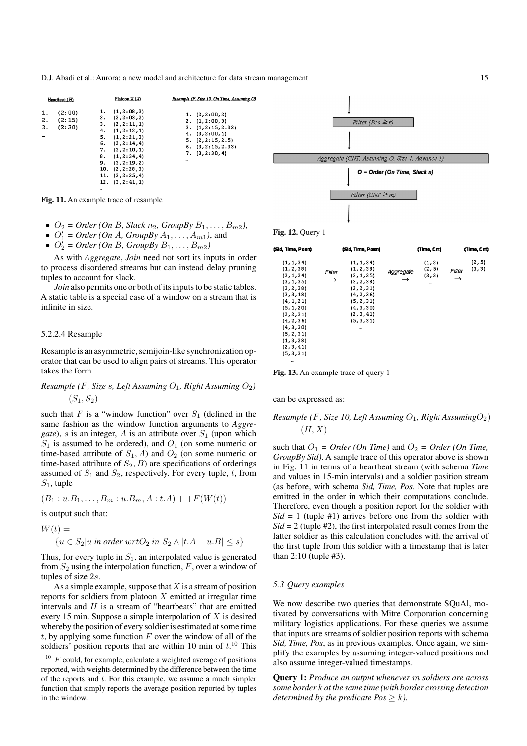| Heartbeat (H) | Platoon X (X) | Resample (F, Size 10, On Time, Assuming O) |
|---|---|---|
| 1. (2:00) | 1. (1,2:08,3) | 1. (2,2:00,2) |
| 2. (2:15) | 2. (2,2:03,2) | 2. (1,2:00,3) |
| 3. (2:30) | 3. (2,2:11,1) | 3. (1,2:15,2.33) |
| ... | 4. (1,2:12,1) | 4. (3,2:00,1) |
| | 5. (1,2:21,3) | 5. (2,2:15,2.5) |
| | 6. (2,2:14,4) | 6. (3,2:15,2.33) |
| | 7. (3,2:10,1) | 7. (3,2:30,4) |
| | 8. (1,2:34,4) | ... |
| | 9. (3,2:19,2) | |
| | 10. (2,2:28,3) | |
| | 11. (3,2:25,4) | |
| | 12. (3,2:41,1) | |
| | ... | |

**Fig. 11.** An example trace of resample

- $O_2$ = *Order (On B, Slack $n_2$, GroupBy $B_1, \ldots, B_{m2}$)*,
- $O_1'$ = *Order (On A, GroupBy $A_1, \ldots, A_{m1}$)*, and
- $O_2'$ = *Order (On B, GroupBy $B_1, \ldots, B_{m2}$)*

As with *Aggregate*, *Join* need not sort its inputs in order to process disordered streams but can instead delay pruning tuples to account for slack.

*Join* also permits one or both of its inputs to be static tables. A static table is a special case of a window on a stream that is infinite in size.

#### 5.2.2.4 Resample

Resample is an asymmetric, semijoin-like synchronization operator that can be used to align pairs of streams. This operator takes the form

$$\textit{Resample } (F, \textit{Size } s, \textit{Left Assuming } O_1, \textit{Right Assuming } O_2)\ (S_1, S_2)$$

such that $F$ is a "window function" over $S_1$ (defined in the same fashion as the window function arguments to *Aggregate*), $s$ is an integer, $A$ is an attribute over $S_1$ (upon which $S_1$ is assumed to be ordered), and $O_1$ (on some numeric or time-based attribute of $S_1$, $A$) and $O_2$ (on some numeric or time-based attribute of $S_2$, $B$) are specifications of orderings assumed of $S_1$ and $S_2$, respectively. For every tuple, $t$, from $S_1$, tuple

$$(B_1 : u.B_1, \ldots, B_m : u.B_m, A : t.A) ++ F(W(t))$$

is output such that:

$$W(t) = \{u \in S_2 | u \textit{ in order } wrt O_2 \textit{ in } S_2 \wedge |t.A - u.B| \leq s\}$$

Thus, for every tuple in $S_1$, an interpolated value is generated from $S_2$ using the interpolation function, $F$, over a window of tuples of size $2s$.

As a simple example, suppose that $X$ is a stream of position reports for soldiers from platoon $X$ emitted at irregular time intervals and $H$ is a stream of "heartbeats" that are emitted every 15 min. Suppose a simple interpolation of $X$ is desired whereby the position of every soldier is estimated at some time $t$, by applying some function $F$ over the window of all of the soldiers' position reports that are within 10 min of $t$.[10] This can be expressed as:

$$\textit{Resample } (F, \textit{Size } 10, \textit{Left Assuming } O_1, \textit{Right Assuming} O_2)\ (H, X)$$

such that $O_1$ = *Order (On Time)* and $O_2$ = *Order (On Time, GroupBy Sid)*. A sample trace of this operator above is shown in Fig. 11 in terms of a heartbeat stream (with schema *Time* and values in 15-min intervals) and a soldier position stream (as before, with schema *Sid, Time, Pos*. Note that tuples are emitted in the order in which their computations conclude. Therefore, even though a position report for the soldier with *Sid* = 1 (tuple #1) arrives before one from the soldier with *Sid* = 2 (tuple #2), the first interpolated result comes from the latter soldier as this calculation concludes with the arrival of the first tuple from this soldier with a timestamp that is later than 2:10 (tuple #3).

[10] $F$ could, for example, calculate a weighted average of positions reported, with weights determined by the difference between the time of the reports and $t$. For this example, we assume a much simpler function that simply reports the average position reported by tuples in the window.

Filter (Pos ≥ k) → Aggregate (CNT, Assuming O, Size 1, Advance 1) → O = Order (On Time, Slack n) → Filter (CNT ≥ m)

**Fig. 12.** Query 1

| (Sid, Time, Posn) | | (Sid, Time, Posn) | | (Time, Cnt) | | (Time, Cnt) |
|---|---|---|---|---|---|---|
| (1,1,34) | Filter → | (1,1,34) | Aggregate → | (1,2) | Filter → | (2,5) |
| (1,2,38) | | (1,2,38) | | (2,5) | | (3,3) |
| (2,1,24) | | (3,1,35) | | (3,3) | | |
| (3,1,35) | | (3,2,38) | | ... | | |
| (3,2,38) | | (2,2,31) | | | | |
| (3,3,18) | | (4,2,36) | | | | |
| (4,1,21) | | (5,2,31) | | | | |
| (5,1,20) | | (4,3,30) | | | | |
| (2,2,31) | | (2,3,41) | | | | |
| (4,2,36) | | (5,3,31) | | | | |
| (4,3,30) | | ... | | | | |
| (5,2,31) | | | | | | |
| (1,3,28) | | | | | | |
| (2,3,41) | | | | | | |
| (5,3,31) | | | | | | |
| ... | | | | | | |

**Fig. 13.** An example trace of query 1

### 5.3 Query examples

We now describe two queries that demonstrate SQuAl, motivated by conversations with Mitre Corporation concerning military logistics applications. For these queries we assume that inputs are streams of soldier position reports with schema *Sid, Time, Pos*, as in previous examples. Once again, we simplify the examples by assuming integer-valued positions and also assume integer-valued timestamps.

**Query 1:** *Produce an output whenever $m$ soldiers are across some border $k$ at the same time (with border crossing detection determined by the predicate Pos $\geq k$).*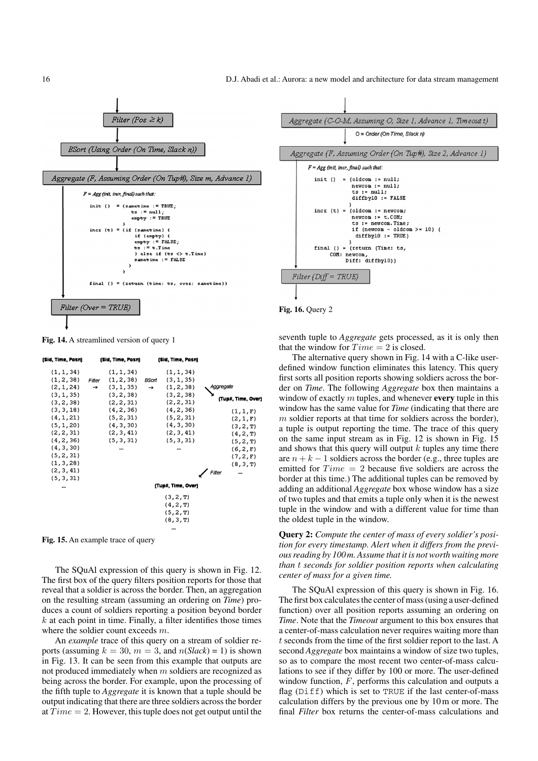```
Filter (Pos ≥ k)
        |
BSort (Using Order (On Time, Slack n))
        |
Aggregate (F, Assuming Order (On Tup#), Size m, Advance 1)

F = Agg (init, incr, final) such that:

init ()  = {sametime := TRUE;
            ts := null;
            empty := TRUE
           }
incr (t) = {if (sametime) {
               if (empty) {
               empty := FALSE;
               ts := t.Time
               } else if (ts <> t.Time)
               sametime := FALSE
            }
           }

final () = {return (time: ts, over: sametime)}
        |
Filter (Over = TRUE)
```

**Fig. 14.** A streamlined version of query 1

```
(Sid, Time, Posn)          (Sid, Time, Posn)          (Sid, Time, Posn)
(1,1,34)                   (1,1,34)                   (1,1,34)
(1,2,38)         Filter    (1,2,38)         BSort     (3,1,35)
(2,1,24)           →       (3,1,35)           →       (1,2,38)      Aggregate
(3,1,35)                   (3,2,38)                   (3,2,38)
(3,2,38)                   (2,2,31)                   (2,2,31)      (Tup#, Time, Over)
(3,3,18)                   (4,2,36)                   (4,2,36)      (1,1,F)
(4,1,21)                   (5,2,31)                   (5,2,31)      (2,1,F)
(5,1,20)                   (4,3,30)                   (4,3,30)      (3,2,T)
(2,2,31)                   (2,3,41)                   (2,3,41)      (4,2,T)
(4,2,36)                   (5,3,31)                   (5,3,31)      (5,2,T)
(4,3,30)                   ...                        ...           (6,2,F)
(5,2,31)                                                            (7,2,F)
(1,3,28)                                                            (8,3,T)
(2,3,41)                                                  Filter    ...
(5,3,31)
...                                    (Tup#, Time, Over)
                                       (3,2,T)
                                       (4,2,T)
                                       (5,2,T)
                                       (8,3,T)
                                       ...
```

**Fig. 15.** An example trace of query

The SQuAl expression of this query is shown in Fig. 12. The first box of the query filters position reports for those that reveal that a soldier is across the border. Then, an aggregation on the resulting stream (assuming an ordering on *Time*) produces a count of soldiers reporting a position beyond border $k$ at each point in time. Finally, a filter identifies those times where the soldier count exceeds $m$.

An *example* trace of this query on a stream of soldier reports (assuming $k = 30$, $m = 3$, and $n$(*Slack*) = 1) is shown in Fig. 13. It can be seen from this example that outputs are not produced immediately when $m$ soldiers are recognized as being across the border. For example, upon the processing of the fifth tuple to *Aggregate* it is known that a tuple should be output indicating that there are three soldiers across the border at $Time = 2$. However, this tuple does not get output until the seventh tuple to *Aggregate* gets processed, as it is only then that the window for $Time = 2$ is closed.

The alternative query shown in Fig. 14 with a C-like user-defined window function eliminates this latency. This query first sorts all position reports showing soldiers across the border on *Time*. The following *Aggregate* box then maintains a window of exactly $m$ tuples, and whenever **every** tuple in this window has the same value for *Time* (indicating that there are $m$ soldier reports at that time for soldiers across the border), a tuple is output reporting the time. The trace of this query on the same input stream as in Fig. 12 is shown in Fig. 15 and shows that this query will output $k$ tuples any time there are $n + k - 1$ soldiers across the border (e.g., three tuples are emitted for $Time = 2$ because five soldiers are across the border at this time.) The additional tuples can be removed by adding an additional *Aggregate* box whose window has a size of two tuples and that emits a tuple only when it is the newest tuple in the window and with a different value for time than the oldest tuple in the window.

```
Aggregate (C-O-M, Assuming O, Size 1, Advance 1, Timeout t)
        |  O = Order (On Time, Slack n)
Aggregate (F, Assuming Order (On Tup#), Size 2, Advance 1)

F = Agg (init, incr, final) such that:

init ()  = {oldcom := null;
            newcom := null;
            ts := null;
            diffby10 := FALSE
           }
incr (t) = {oldcom := newcom;
            newcom := t.COM;
            ts := newcom.Time;
            if (newcom - oldcom >= 10) {
              diffby10 := TRUE}
           }
final () = {return (Time: ts,
        COM: newcom,
            Diff: diffby10)}
        |
Filter (Diff = TRUE)
```

**Fig. 16.** Query 2

**Query 2:** *Compute the center of mass of every soldier's position for every timestamp. Alert when it differs from the previous reading by 100 m. Assume that it is not worth waiting more than $t$ seconds for soldier position reports when calculating center of mass for a given time.*

The SQuAl expression of this query is shown in Fig. 16. The first box calculates the center of mass (using a user-defined function) over all position reports assuming an ordering on *Time*. Note that the *Timeout* argument to this box ensures that a center-of-mass calculation never requires waiting more than $t$ seconds from the time of the first soldier report to the last. A second *Aggregate* box maintains a window of size two tuples, so as to compare the most recent two center-of-mass calculations to see if they differ by 100 or more. The user-defined window function, $F$, performs this calculation and outputs a flag (`Diff`) which is set to `TRUE` if the last center-of-mass calculation differs by the previous one by 10 m or more. The final *Filter* box returns the center-of-mass calculations and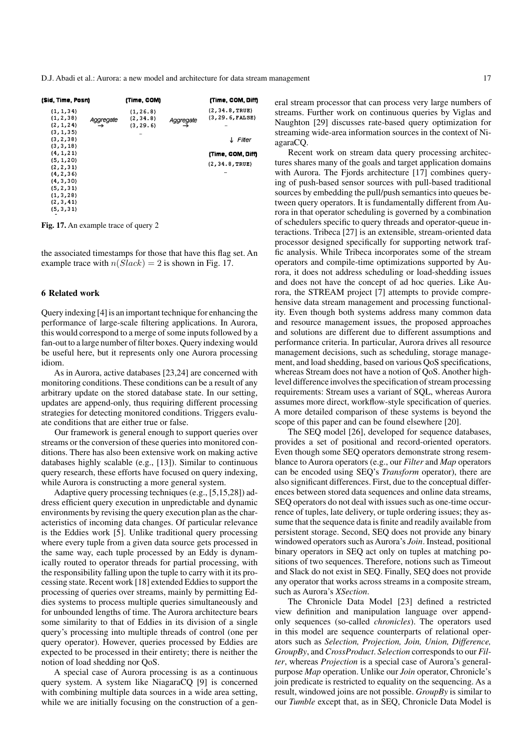| (Sid, Time, Posn) | | (Time, COM) | | (Time, COM, Diff) |
|---|---|---|---|---|
| (1, 1, 34) | Aggregate → | (1, 26.8) | Aggregate → | (2, 34.8, TRUE) |
| (1, 2, 38) | | (2, 34.8) | | (3, 29.6, FALSE) |
| (2, 1, 24) | | (3, 29.6) | | ... |
| (3, 1, 35) | | ... | | ↓ Filter |
| (3, 2, 38) | | | | (Time, COM, Diff) |
| (3, 3, 18) | | | | (2, 34.8, TRUE) |
| (4, 1, 21) | | | | ... |
| (5, 1, 20) | | | | |
| (2, 2, 31) | | | | |
| (4, 2, 36) | | | | |
| (4, 3, 30) | | | | |
| (5, 2, 31) | | | | |
| (1, 3, 28) | | | | |
| (2, 3, 41) | | | | |
| (5, 3, 31) | | | | |
| ... | | | | |

**Fig. 17.** An example trace of query 2

the associated timestamps for those that have this flag set. An example trace with $n(Slack) = 2$ is shown in Fig. 17.

## 6 Related work

Query indexing [4] is an important technique for enhancing the performance of large-scale filtering applications. In Aurora, this would correspond to a merge of some inputs followed by a fan-out to a large number of filter boxes. Query indexing would be useful here, but it represents only one Aurora processing idiom.

As in Aurora, active databases [23,24] are concerned with monitoring conditions. These conditions can be a result of any arbitrary update on the stored database state. In our setting, updates are append-only, thus requiring different processing strategies for detecting monitored conditions. Triggers evaluate conditions that are either true or false.

Our framework is general enough to support queries over streams or the conversion of these queries into monitored conditions. There has also been extensive work on making active databases highly scalable (e.g., [13]). Similar to continuous query research, these efforts have focused on query indexing, while Aurora is constructing a more general system.

Adaptive query processing techniques (e.g., [5,15,28]) address efficient query execution in unpredictable and dynamic environments by revising the query execution plan as the characteristics of incoming data changes. Of particular relevance is the Eddies work [5]. Unlike traditional query processing where every tuple from a given data source gets processed in the same way, each tuple processed by an Eddy is dynamically routed to operator threads for partial processing, with the responsibility falling upon the tuple to carry with it its processing state. Recent work [18] extended Eddies to support the processing of queries over streams, mainly by permitting Eddies systems to process multiple queries simultaneously and for unbounded lengths of time. The Aurora architecture bears some similarity to that of Eddies in its division of a single query's processing into multiple threads of control (one per query operator). However, queries processed by Eddies are expected to be processed in their entirety; there is neither the notion of load shedding nor QoS.

A special case of Aurora processing is as a continuous query system. A system like NiagaraCQ [9] is concerned with combining multiple data sources in a wide area setting, while we are initially focusing on the construction of a general stream processor that can process very large numbers of streams. Further work on continuous queries by Viglas and Naughton [29] discusses rate-based query optimization for streaming wide-area information sources in the context of NiagaraCQ.

Recent work on stream data query processing architectures shares many of the goals and target application domains with Aurora. The Fjords architecture [17] combines querying of push-based sensor sources with pull-based traditional sources by embedding the pull/push semantics into queues between query operators. It is fundamentally different from Aurora in that operator scheduling is governed by a combination of schedulers specific to query threads and operator-queue interactions. Tribeca [27] is an extensible, stream-oriented data processor designed specifically for supporting network traffic analysis. While Tribeca incorporates some of the stream operators and compile-time optimizations supported by Aurora, it does not address scheduling or load-shedding issues and does not have the concept of ad hoc queries. Like Aurora, the STREAM project [7] attempts to provide comprehensive data stream management and processing functionality. Even though both systems address many common data and resource management issues, the proposed approaches and solutions are different due to different assumptions and performance criteria. In particular, Aurora drives all resource management decisions, such as scheduling, storage management, and load shedding, based on various QoS specifications, whereas Stream does not have a notion of QoS. Another high-level difference involves the specification of stream processing requirements: Stream uses a variant of SQL, whereas Aurora assumes more direct, workflow-style specification of queries. A more detailed comparison of these systems is beyond the scope of this paper and can be found elsewhere [20].

The SEQ model [26], developed for sequence databases, provides a set of positional and record-oriented operators. Even though some SEQ operators demonstrate strong resemblance to Aurora operators (e.g., our *Filter* and *Map* operators can be encoded using SEQ's *Transform* operator), there are also significant differences. First, due to the conceptual differences between stored data sequences and online data streams, SEQ operators do not deal with issues such as one-time occurrence of tuples, late delivery, or tuple ordering issues; they assume that the sequence data is finite and readily available from persistent storage. Second, SEQ does not provide any binary windowed operators such as Aurora's *Join*. Instead, positional binary operators in SEQ act only on tuples at matching positions of two sequences. Therefore, notions such as Timeout and Slack do not exist in SEQ. Finally, SEQ does not provide any operator that works across streams in a composite stream, such as Aurora's *XSection*.

The Chronicle Data Model [23] defined a restricted view definition and manipulation language over append-only sequences (so-called *chronicles*). The operators used in this model are sequence counterparts of relational operators such as *Selection, Projection, Join, Union, Difference, GroupBy*, and *CrossProduct*. *Selection* corresponds to our *Filter*, whereas *Projection* is a special case of Aurora's general-purpose *Map* operation. Unlike our *Join* operator, Chronicle's join predicate is restricted to equality on the sequencing. As a result, windowed joins are not possible. *GroupBy* is similar to our *Tumble* except that, as in SEQ, Chronicle Data Model is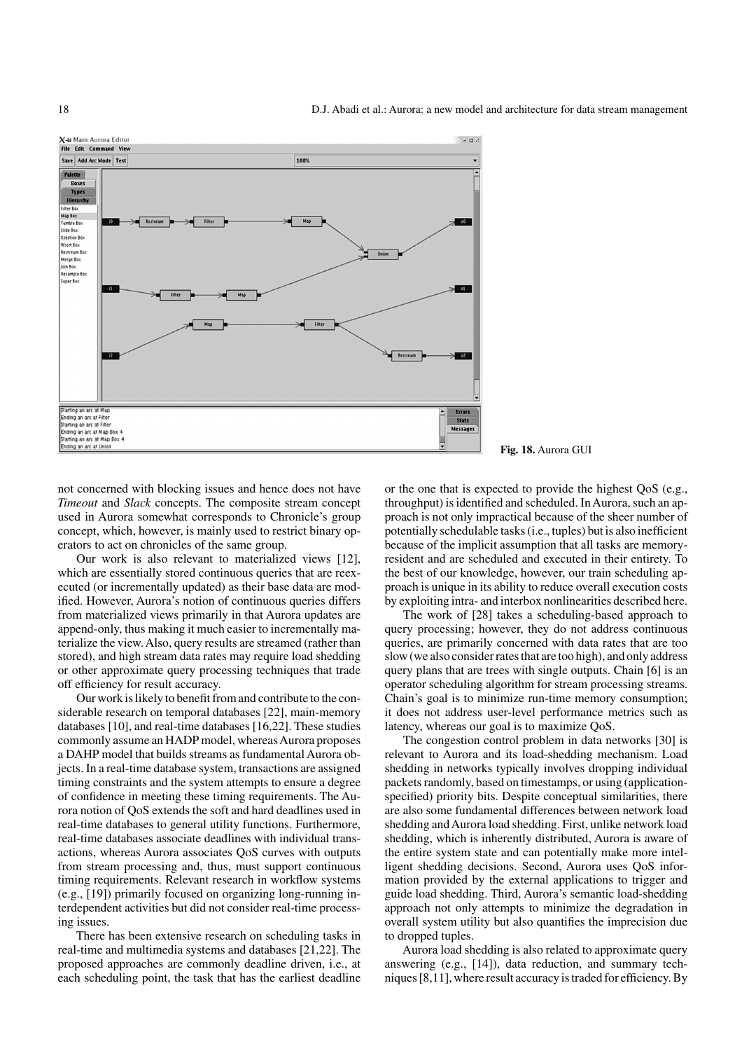Fig. 18. Aurora GUI

not concerned with blocking issues and hence does not have *Timeout* and *Slack* concepts. The composite stream concept used in Aurora somewhat corresponds to Chronicle's group concept, which, however, is mainly used to restrict binary operators to act on chronicles of the same group.

Our work is also relevant to materialized views [12], which are essentially stored continuous queries that are reexecuted (or incrementally updated) as their base data are modified. However, Aurora's notion of continuous queries differs from materialized views primarily in that Aurora updates are append-only, thus making it much easier to incrementally materialize the view. Also, query results are streamed (rather than stored), and high stream data rates may require load shedding or other approximate query processing techniques that trade off efficiency for result accuracy.

Our work is likely to benefit from and contribute to the considerable research on temporal databases [22], main-memory databases [10], and real-time databases [16,22]. These studies commonly assume an HADP model, whereas Aurora proposes a DAHP model that builds streams as fundamental Aurora objects. In a real-time database system, transactions are assigned timing constraints and the system attempts to ensure a degree of confidence in meeting these timing requirements. The Aurora notion of QoS extends the soft and hard deadlines used in real-time databases to general utility functions. Furthermore, real-time databases associate deadlines with individual transactions, whereas Aurora associates QoS curves with outputs from stream processing and, thus, must support continuous timing requirements. Relevant research in workflow systems (e.g., [19]) primarily focused on organizing long-running interdependent activities but did not consider real-time processing issues.

There has been extensive research on scheduling tasks in real-time and multimedia systems and databases [21,22]. The proposed approaches are commonly deadline driven, i.e., at each scheduling point, the task that has the earliest deadline or the one that is expected to provide the highest QoS (e.g., throughput) is identified and scheduled. In Aurora, such an approach is not only impractical because of the sheer number of potentially schedulable tasks (i.e., tuples) but is also inefficient because of the implicit assumption that all tasks are memory-resident and are scheduled and executed in their entirety. To the best of our knowledge, however, our train scheduling approach is unique in its ability to reduce overall execution costs by exploiting intra- and interbox nonlinearities described here.

The work of [28] takes a scheduling-based approach to query processing; however, they do not address continuous queries, are primarily concerned with data rates that are too slow (we also consider rates that are too high), and only address query plans that are trees with single outputs. Chain [6] is an operator scheduling algorithm for stream processing streams. Chain's goal is to minimize run-time memory consumption; it does not address user-level performance metrics such as latency, whereas our goal is to maximize QoS.

The congestion control problem in data networks [30] is relevant to Aurora and its load-shedding mechanism. Load shedding in networks typically involves dropping individual packets randomly, based on timestamps, or using (application-specified) priority bits. Despite conceptual similarities, there are also some fundamental differences between network load shedding and Aurora load shedding. First, unlike network load shedding, which is inherently distributed, Aurora is aware of the entire system state and can potentially make more intelligent shedding decisions. Second, Aurora uses QoS information provided by the external applications to trigger and guide load shedding. Third, Aurora's semantic load-shedding approach not only attempts to minimize the degradation in overall system utility but also quantifies the imprecision due to dropped tuples.

Aurora load shedding is also related to approximate query answering (e.g., [14]), data reduction, and summary techniques [8,11], where result accuracy is traded for efficiency. By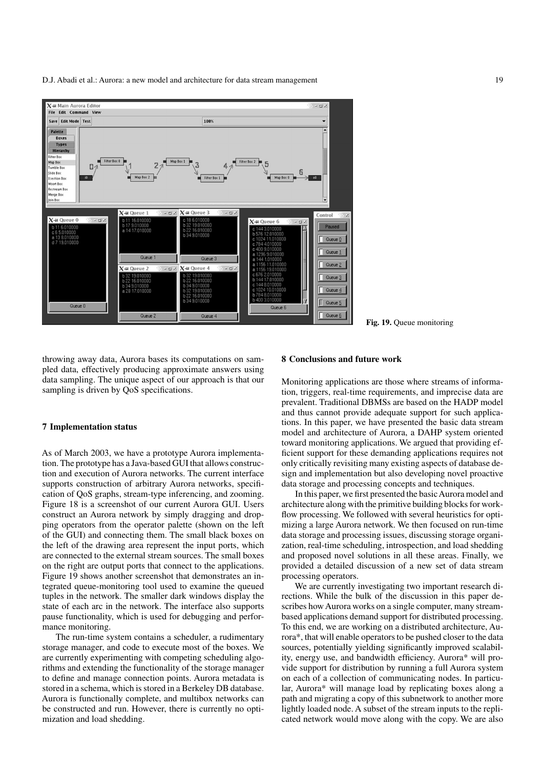Fig. 19. Queue monitoring

throwing away data, Aurora bases its computations on sampled data, effectively producing approximate answers using data sampling. The unique aspect of our approach is that our sampling is driven by QoS specifications.

## 7 Implementation status

As of March 2003, we have a prototype Aurora implementation. The prototype has a Java-based GUI that allows construction and execution of Aurora networks. The current interface supports construction of arbitrary Aurora networks, specification of QoS graphs, stream-type inferencing, and zooming. Figure 18 is a screenshot of our current Aurora GUI. Users construct an Aurora network by simply dragging and dropping operators from the operator palette (shown on the left of the GUI) and connecting them. The small black boxes on the left of the drawing area represent the input ports, which are connected to the external stream sources. The small boxes on the right are output ports that connect to the applications. Figure 19 shows another screenshot that demonstrates an integrated queue-monitoring tool used to examine the queued tuples in the network. The smaller dark windows display the state of each arc in the network. The interface also supports pause functionality, which is used for debugging and performance monitoring.

The run-time system contains a scheduler, a rudimentary storage manager, and code to execute most of the boxes. We are currently experimenting with competing scheduling algorithms and extending the functionality of the storage manager to define and manage connection points. Aurora metadata is stored in a schema, which is stored in a Berkeley DB database. Aurora is functionally complete, and multibox networks can be constructed and run. However, there is currently no optimization and load shedding.

## 8 Conclusions and future work

Monitoring applications are those where streams of information, triggers, real-time requirements, and imprecise data are prevalent. Traditional DBMSs are based on the HADP model and thus cannot provide adequate support for such applications. In this paper, we have presented the basic data stream model and architecture of Aurora, a DAHP system oriented toward monitoring applications. We argued that providing efficient support for these demanding applications requires not only critically revisiting many existing aspects of database design and implementation but also developing novel proactive data storage and processing concepts and techniques.

In this paper, we first presented the basic Aurora model and architecture along with the primitive building blocks for workflow processing. We followed with several heuristics for optimizing a large Aurora network. We then focused on run-time data storage and processing issues, discussing storage organization, real-time scheduling, introspection, and load shedding and proposed novel solutions in all these areas. Finally, we provided a detailed discussion of a new set of data stream processing operators.

We are currently investigating two important research directions. While the bulk of the discussion in this paper describes how Aurora works on a single computer, many stream-based applications demand support for distributed processing. To this end, we are working on a distributed architecture, Aurora*, that will enable operators to be pushed closer to the data sources, potentially yielding significantly improved scalability, energy use, and bandwidth efficiency. Aurora* will provide support for distribution by running a full Aurora system on each of a collection of communicating nodes. In particular, Aurora* will manage load by replicating boxes along a path and migrating a copy of this subnetwork to another more lightly loaded node. A subset of the stream inputs to the replicated network would move along with the copy. We are also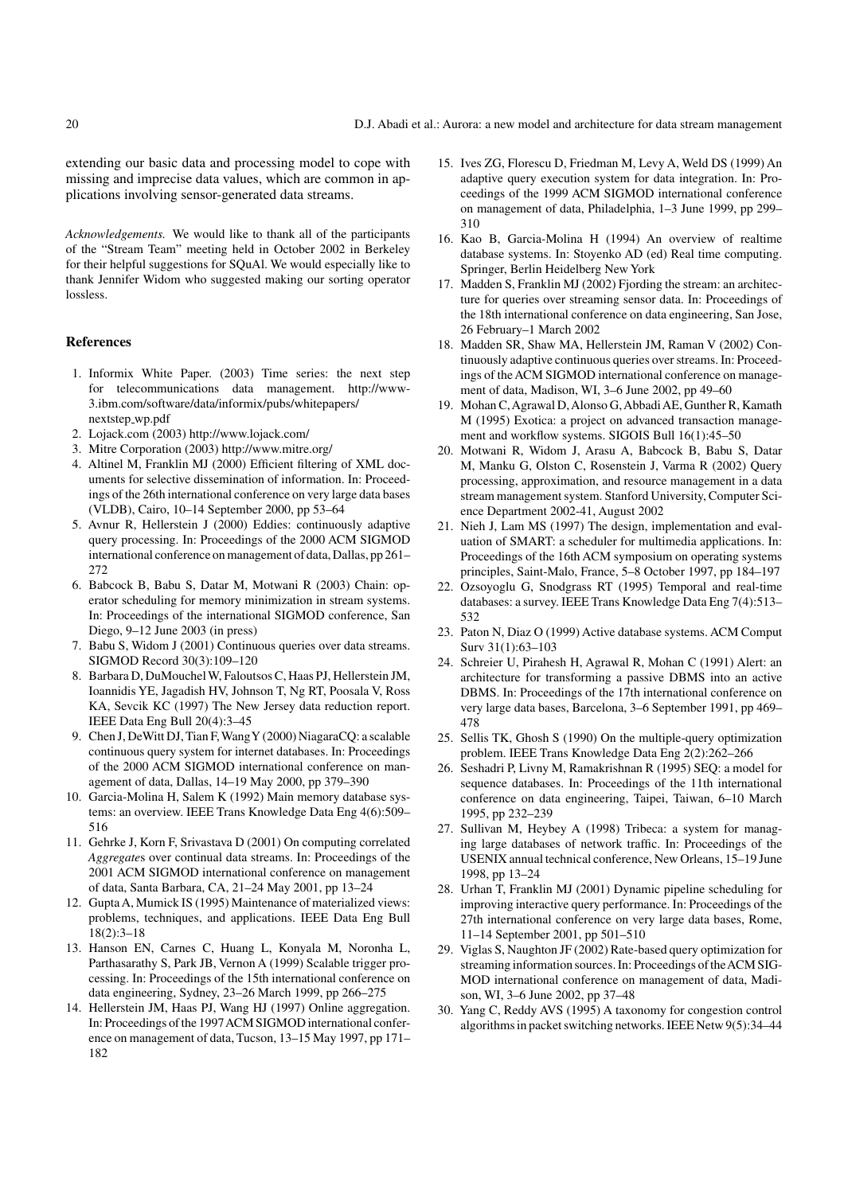extending our basic data and processing model to cope with missing and imprecise data values, which are common in applications involving sensor-generated data streams.

*Acknowledgements.* We would like to thank all of the participants of the "Stream Team" meeting held in October 2002 in Berkeley for their helpful suggestions for SQuAl. We would especially like to thank Jennifer Widom who suggested making our sorting operator lossless.

## References

1. Informix White Paper. (2003) Time series: the next step for telecommunications data management. http://www-3.ibm.com/software/data/informix/pubs/whitepapers/nextstep_wp.pdf
2. Lojack.com (2003) http://www.lojack.com/
3. Mitre Corporation (2003) http://www.mitre.org/
4. Altinel M, Franklin MJ (2000) Efficient filtering of XML documents for selective dissemination of information. In: Proceedings of the 26th international conference on very large data bases (VLDB), Cairo, 10–14 September 2000, pp 53–64
5. Avnur R, Hellerstein J (2000) Eddies: continuously adaptive query processing. In: Proceedings of the 2000 ACM SIGMOD international conference on management of data, Dallas, pp 261–272
6. Babcock B, Babu S, Datar M, Motwani R (2003) Chain: operator scheduling for memory minimization in stream systems. In: Proceedings of the international SIGMOD conference, San Diego, 9–12 June 2003 (in press)
7. Babu S, Widom J (2001) Continuous queries over data streams. SIGMOD Record 30(3):109–120
8. Barbara D, DuMouchel W, Faloutsos C, Haas PJ, Hellerstein JM, Ioannidis YE, Jagadish HV, Johnson T, Ng RT, Poosala V, Ross KA, Sevcik KC (1997) The New Jersey data reduction report. IEEE Data Eng Bull 20(4):3–45
9. Chen J, DeWitt DJ, Tian F, Wang Y (2000) NiagaraCQ: a scalable continuous query system for internet databases. In: Proceedings of the 2000 ACM SIGMOD international conference on management of data, Dallas, 14–19 May 2000, pp 379–390
10. Garcia-Molina H, Salem K (1992) Main memory database systems: an overview. IEEE Trans Knowledge Data Eng 4(6):509–516
11. Gehrke J, Korn F, Srivastava D (2001) On computing correlated *Aggregate*s over continual data streams. In: Proceedings of the 2001 ACM SIGMOD international conference on management of data, Santa Barbara, CA, 21–24 May 2001, pp 13–24
12. Gupta A, Mumick IS (1995) Maintenance of materialized views: problems, techniques, and applications. IEEE Data Eng Bull 18(2):3–18
13. Hanson EN, Carnes C, Huang L, Konyala M, Noronha L, Parthasarathy S, Park JB, Vernon A (1999) Scalable trigger processing. In: Proceedings of the 15th international conference on data engineering, Sydney, 23–26 March 1999, pp 266–275
14. Hellerstein JM, Haas PJ, Wang HJ (1997) Online aggregation. In: Proceedings of the 1997 ACM SIGMOD international conference on management of data, Tucson, 13–15 May 1997, pp 171–182
15. Ives ZG, Florescu D, Friedman M, Levy A, Weld DS (1999) An adaptive query execution system for data integration. In: Proceedings of the 1999 ACM SIGMOD international conference on management of data, Philadelphia, 1–3 June 1999, pp 299–310
16. Kao B, Garcia-Molina H (1994) An overview of realtime database systems. In: Stoyenko AD (ed) Real time computing. Springer, Berlin Heidelberg New York
17. Madden S, Franklin MJ (2002) Fjording the stream: an architecture for queries over streaming sensor data. In: Proceedings of the 18th international conference on data engineering, San Jose, 26 February–1 March 2002
18. Madden SR, Shaw MA, Hellerstein JM, Raman V (2002) Continuously adaptive continuous queries over streams. In: Proceedings of the ACM SIGMOD international conference on management of data, Madison, WI, 3–6 June 2002, pp 49–60
19. Mohan C, Agrawal D, Alonso G, Abbadi AE, Gunther R, Kamath M (1995) Exotica: a project on advanced transaction management and workflow systems. SIGOIS Bull 16(1):45–50
20. Motwani R, Widom J, Arasu A, Babcock B, Babu S, Datar M, Manku G, Olston C, Rosenstein J, Varma R (2002) Query processing, approximation, and resource management in a data stream management system. Stanford University, Computer Science Department 2002-41, August 2002
21. Nieh J, Lam MS (1997) The design, implementation and evaluation of SMART: a scheduler for multimedia applications. In: Proceedings of the 16th ACM symposium on operating systems principles, Saint-Malo, France, 5–8 October 1997, pp 184–197
22. Ozsoyoglu G, Snodgrass RT (1995) Temporal and real-time databases: a survey. IEEE Trans Knowledge Data Eng 7(4):513–532
23. Paton N, Diaz O (1999) Active database systems. ACM Comput Surv 31(1):63–103
24. Schreier U, Pirahesh H, Agrawal R, Mohan C (1991) Alert: an architecture for transforming a passive DBMS into an active DBMS. In: Proceedings of the 17th international conference on very large data bases, Barcelona, 3–6 September 1991, pp 469–478
25. Sellis TK, Ghosh S (1990) On the multiple-query optimization problem. IEEE Trans Knowledge Data Eng 2(2):262–266
26. Seshadri P, Livny M, Ramakrishnan R (1995) SEQ: a model for sequence databases. In: Proceedings of the 11th international conference on data engineering, Taipei, Taiwan, 6–10 March 1995, pp 232–239
27. Sullivan M, Heybey A (1998) Tribeca: a system for managing large databases of network traffic. In: Proceedings of the USENIX annual technical conference, New Orleans, 15–19 June 1998, pp 13–24
28. Urhan T, Franklin MJ (2001) Dynamic pipeline scheduling for improving interactive query performance. In: Proceedings of the 27th international conference on very large data bases, Rome, 11–14 September 2001, pp 501–510
29. Viglas S, Naughton JF (2002) Rate-based query optimization for streaming information sources. In: Proceedings of the ACM SIGMOD international conference on management of data, Madison, WI, 3–6 June 2002, pp 37–48
30. Yang C, Reddy AVS (1995) A taxonomy for congestion control algorithms in packet switching networks. IEEE Netw 9(5):34–44